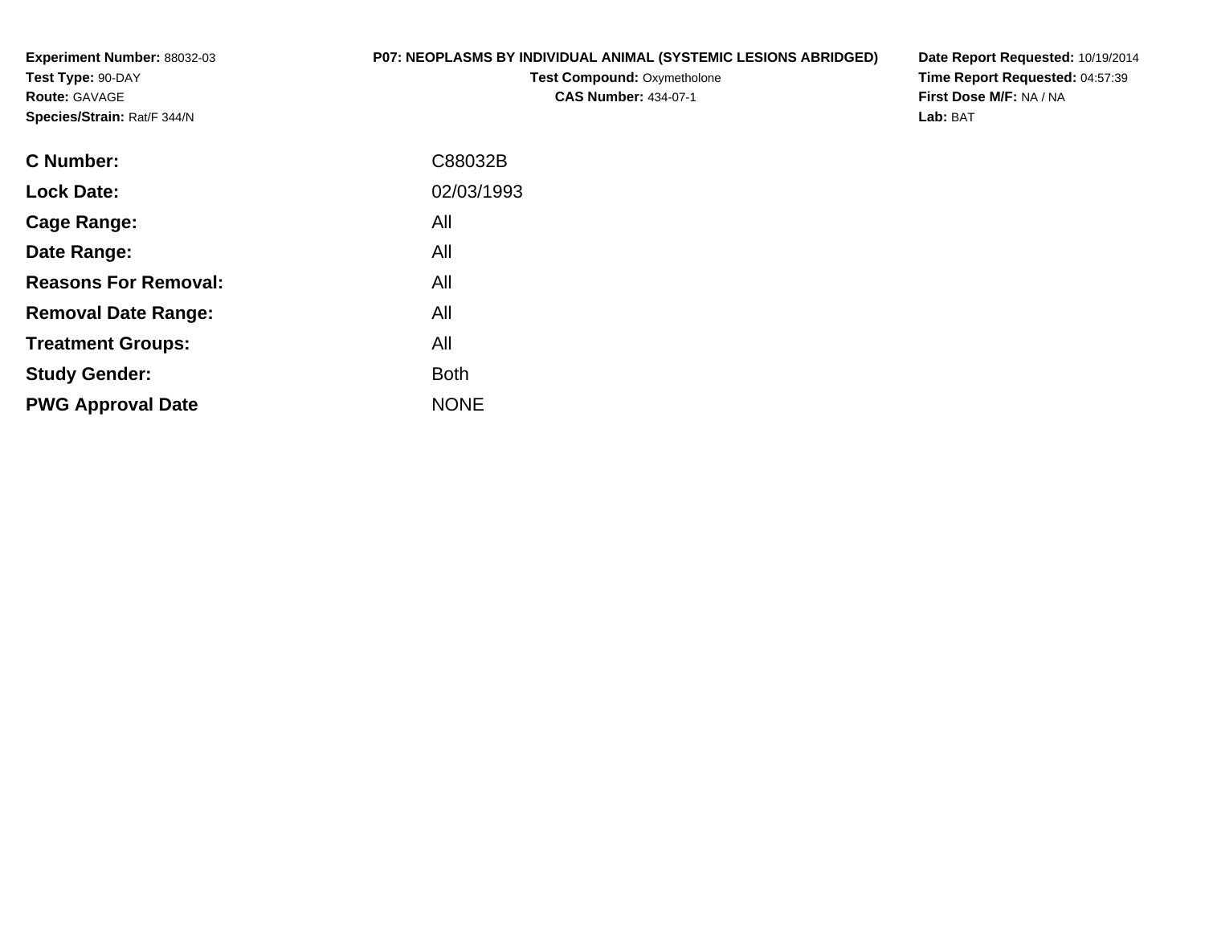**Experiment Number:** 88032-03
**Test Type:** 90-DAY
**Route:** GAVAGE
**Species/Strain:** Rat/F 344/N

**P07: NEOPLASMS BY INDIVIDUAL ANIMAL (SYSTEMIC LESIONS ABRIDGED)**
**Test Compound:** Oxymetholone
**CAS Number:** 434-07-1

**Date Report Requested:** 10/19/2014
**Time Report Requested:** 04:57:39
**First Dose M/F:** NA / NA
**Lab:** BAT

| | |
|---|---|
| **C Number:** | C88032B |
| **Lock Date:** | 02/03/1993 |
| **Cage Range:** | All |
| **Date Range:** | All |
| **Reasons For Removal:** | All |
| **Removal Date Range:** | All |
| **Treatment Groups:** | All |
| **Study Gender:** | Both |
| **PWG Approval Date** | NONE |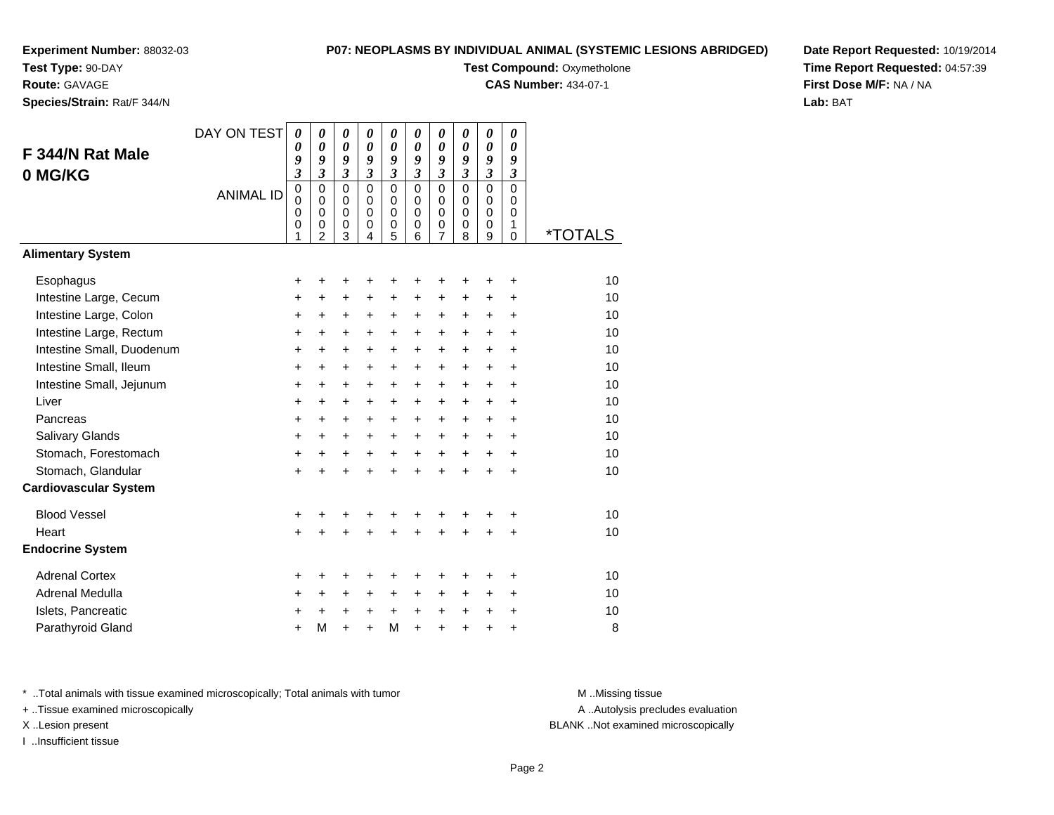**Experiment Number:** 88032-03
**Test Type:** 90-DAY
**Route:** GAVAGE
**Species/Strain:** Rat/F 344/N

**P07: NEOPLASMS BY INDIVIDUAL ANIMAL (SYSTEMIC LESIONS ABRIDGED)**
**Test Compound:** Oxymetholone
**CAS Number:** 434-07-1

**Date Report Requested:** 10/19/2014
**Time Report Requested:** 04:57:39
**First Dose M/F:** NA / NA
**Lab:** BAT

## F 344/N Rat Male
## 0 MG/KG

| DAY ON TEST | 0093 | 0093 | 0093 | 0093 | 0093 | 0093 | 0093 | 0093 | 0093 | 0093 | |
|---|---|---|---|---|---|---|---|---|---|---|---|
| **ANIMAL ID** | 00001 | 00002 | 00003 | 00004 | 00005 | 00006 | 00007 | 00008 | 00009 | 00010 | ***TOTALS** |
| **Alimentary System** | | | | | | | | | | | |
| Esophagus | + | + | + | + | + | + | + | + | + | + | 10 |
| Intestine Large, Cecum | + | + | + | + | + | + | + | + | + | + | 10 |
| Intestine Large, Colon | + | + | + | + | + | + | + | + | + | + | 10 |
| Intestine Large, Rectum | + | + | + | + | + | + | + | + | + | + | 10 |
| Intestine Small, Duodenum | + | + | + | + | + | + | + | + | + | + | 10 |
| Intestine Small, Ileum | + | + | + | + | + | + | + | + | + | + | 10 |
| Intestine Small, Jejunum | + | + | + | + | + | + | + | + | + | + | 10 |
| Liver | + | + | + | + | + | + | + | + | + | + | 10 |
| Pancreas | + | + | + | + | + | + | + | + | + | + | 10 |
| Salivary Glands | + | + | + | + | + | + | + | + | + | + | 10 |
| Stomach, Forestomach | + | + | + | + | + | + | + | + | + | + | 10 |
| Stomach, Glandular | + | + | + | + | + | + | + | + | + | + | 10 |
| **Cardiovascular System** | | | | | | | | | | | |
| Blood Vessel | + | + | + | + | + | + | + | + | + | + | 10 |
| Heart | + | + | + | + | + | + | + | + | + | + | 10 |
| **Endocrine System** | | | | | | | | | | | |
| Adrenal Cortex | + | + | + | + | + | + | + | + | + | + | 10 |
| Adrenal Medulla | + | + | + | + | + | + | + | + | + | + | 10 |
| Islets, Pancreatic | + | + | + | + | + | + | + | + | + | + | 10 |
| Parathyroid Gland | + | M | + | + | M | + | + | + | + | + | 8 |

* ..Total animals with tissue examined microscopically; Total animals with tumor
+ ..Tissue examined microscopically
X ..Lesion present
I ..Insufficient tissue

M ..Missing tissue
A ..Autolysis precludes evaluation
BLANK ..Not examined microscopically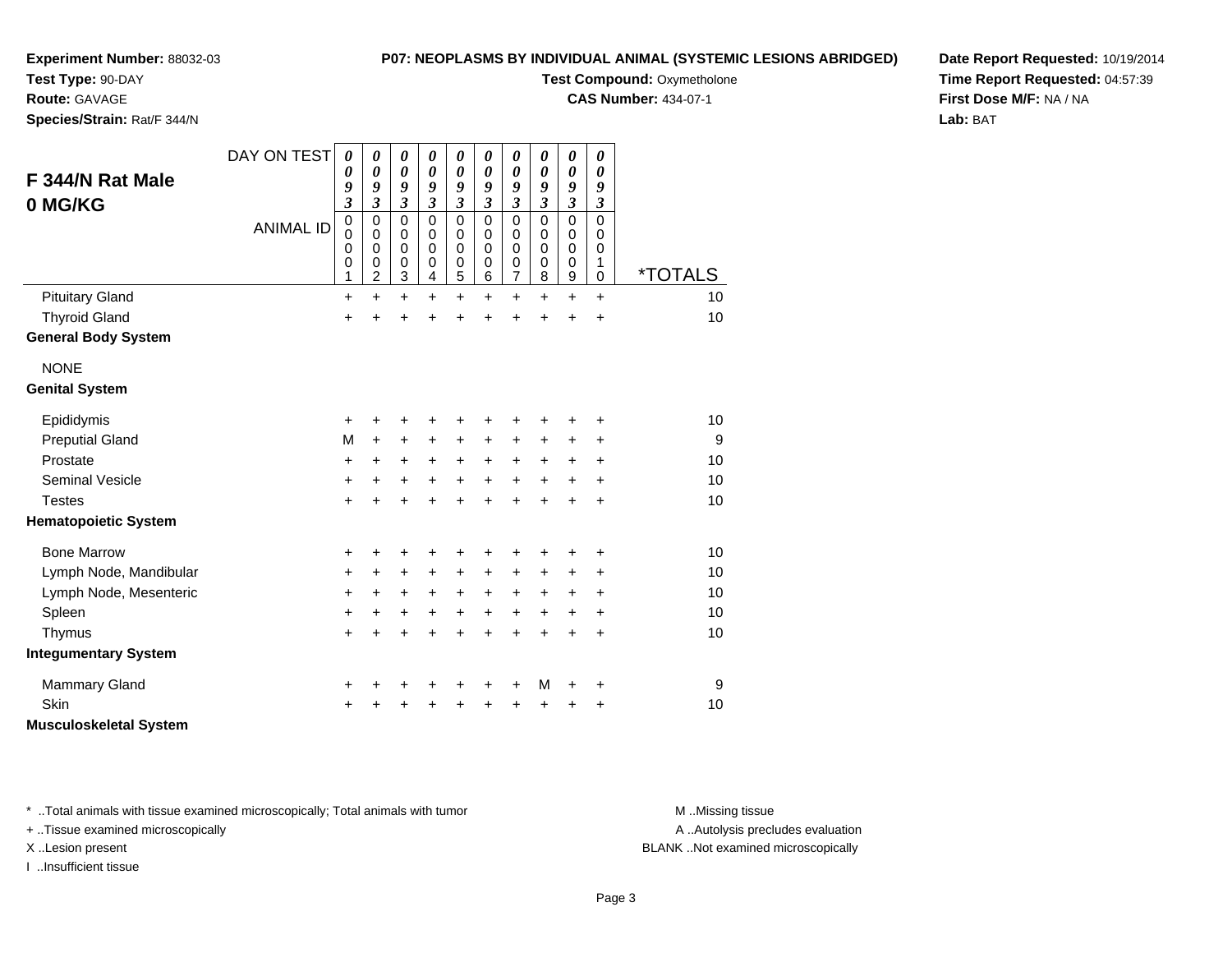**Experiment Number:** 88032-03
**Test Type:** 90-DAY
**Route:** GAVAGE
**Species/Strain:** Rat/F 344/N

**P07: NEOPLASMS BY INDIVIDUAL ANIMAL (SYSTEMIC LESIONS ABRIDGED)**
**Test Compound:** Oxymetholone
**CAS Number:** 434-07-1

**Date Report Requested:** 10/19/2014
**Time Report Requested:** 04:57:39
**First Dose M/F:** NA / NA
**Lab:** BAT

## F 344/N Rat Male 0 MG/KG

| DAY ON TEST | 0093 | 0093 | 0093 | 0093 | 0093 | 0093 | 0093 | 0093 | 0093 | 0093 | |
|---|---|---|---|---|---|---|---|---|---|---|---|
| ANIMAL ID | 00001 | 00002 | 00003 | 00004 | 00005 | 00006 | 00007 | 00008 | 00009 | 00010 | *TOTALS |
| Pituitary Gland | + | + | + | + | + | + | + | + | + | + | 10 |
| Thyroid Gland | + | + | + | + | + | + | + | + | + | + | 10 |
| **General Body System** | | | | | | | | | | | |
| NONE | | | | | | | | | | | |
| **Genital System** | | | | | | | | | | | |
| Epididymis | + | + | + | + | + | + | + | + | + | + | 10 |
| Preputial Gland | M | + | + | + | + | + | + | + | + | + | 9 |
| Prostate | + | + | + | + | + | + | + | + | + | + | 10 |
| Seminal Vesicle | + | + | + | + | + | + | + | + | + | + | 10 |
| Testes | + | + | + | + | + | + | + | + | + | + | 10 |
| **Hematopoietic System** | | | | | | | | | | | |
| Bone Marrow | + | + | + | + | + | + | + | + | + | + | 10 |
| Lymph Node, Mandibular | + | + | + | + | + | + | + | + | + | + | 10 |
| Lymph Node, Mesenteric | + | + | + | + | + | + | + | + | + | + | 10 |
| Spleen | + | + | + | + | + | + | + | + | + | + | 10 |
| Thymus | + | + | + | + | + | + | + | + | + | + | 10 |
| **Integumentary System** | | | | | | | | | | | |
| Mammary Gland | + | + | + | + | + | + | + | M | + | + | 9 |
| Skin | + | + | + | + | + | + | + | + | + | + | 10 |
| **Musculoskeletal System** | | | | | | | | | | | |

\* ..Total animals with tissue examined microscopically; Total animals with tumor
\+ ..Tissue examined microscopically
X ..Lesion present
I ..Insufficient tissue

M ..Missing tissue
A ..Autolysis precludes evaluation
BLANK ..Not examined microscopically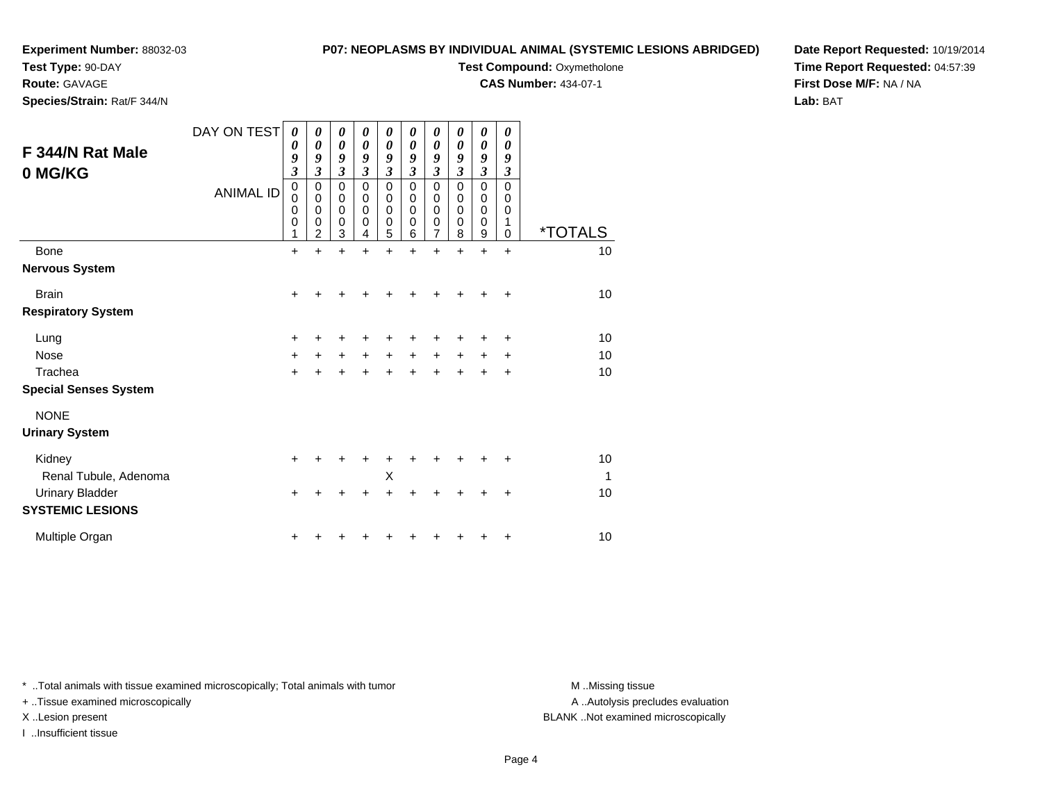**Experiment Number:** 88032-03
**Test Type:** 90-DAY
**Route:** GAVAGE
**Species/Strain:** Rat/F 344/N

**P07: NEOPLASMS BY INDIVIDUAL ANIMAL (SYSTEMIC LESIONS ABRIDGED)**
**Test Compound:** Oxymetholone
**CAS Number:** 434-07-1

**Date Report Requested:** 10/19/2014
**Time Report Requested:** 04:57:39
**First Dose M/F:** NA / NA
**Lab:** BAT

## F 344/N Rat Male 0 MG/KG

| DAY ON TEST | 0093 | 0093 | 0093 | 0093 | 0093 | 0093 | 0093 | 0093 | 0093 | 0093 | |
|---|---|---|---|---|---|---|---|---|---|---|---|
| ANIMAL ID | 00001 | 00002 | 00003 | 00004 | 00005 | 00006 | 00007 | 00008 | 00009 | 00010 | *TOTALS |
| Bone | + | + | + | + | + | + | + | + | + | + | 10 |
| **Nervous System** | | | | | | | | | | | |
| Brain | + | + | + | + | + | + | + | + | + | + | 10 |
| **Respiratory System** | | | | | | | | | | | |
| Lung | + | + | + | + | + | + | + | + | + | + | 10 |
| Nose | + | + | + | + | + | + | + | + | + | + | 10 |
| Trachea | + | + | + | + | + | + | + | + | + | + | 10 |
| **Special Senses System** | | | | | | | | | | | |
| NONE | | | | | | | | | | | |
| **Urinary System** | | | | | | | | | | | |
| Kidney | + | + | + | + | + | + | + | + | + | + | 10 |
| Renal Tubule, Adenoma | | | | | X | | | | | | 1 |
| Urinary Bladder | + | + | + | + | + | + | + | + | + | + | 10 |
| **SYSTEMIC LESIONS** | | | | | | | | | | | |
| Multiple Organ | + | + | + | + | + | + | + | + | + | + | 10 |

* ..Total animals with tissue examined microscopically; Total animals with tumor
+ ..Tissue examined microscopically
X ..Lesion present
I ..Insufficient tissue

M ..Missing tissue
A ..Autolysis precludes evaluation
BLANK ..Not examined microscopically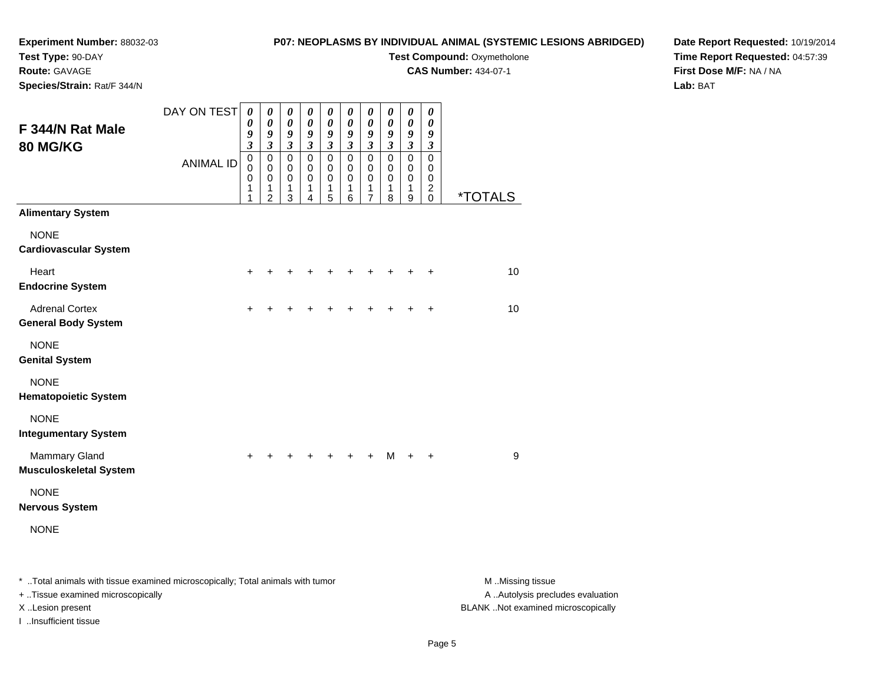**Experiment Number:** 88032-03
**Test Type:** 90-DAY
**Route:** GAVAGE
**Species/Strain:** Rat/F 344/N

**P07: NEOPLASMS BY INDIVIDUAL ANIMAL (SYSTEMIC LESIONS ABRIDGED)**
**Test Compound:** Oxymetholone
**CAS Number:** 434-07-1

**Date Report Requested:** 10/19/2014
**Time Report Requested:** 04:57:39
**First Dose M/F:** NA / NA
**Lab:** BAT

## F 344/N Rat Male
## 80 MG/KG

| DAY ON TEST | 0093 | 0093 | 0093 | 0093 | 0093 | 0093 | 0093 | 0093 | 0093 | 0093 | |
|---|---|---|---|---|---|---|---|---|---|---|---|
| ANIMAL ID | 00011 | 00012 | 00013 | 00014 | 00015 | 00016 | 00017 | 00018 | 00019 | 00020 | *TOTALS |
| **Alimentary System** | | | | | | | | | | | |
| NONE | | | | | | | | | | | |
| **Cardiovascular System** | | | | | | | | | | | |
| Heart | + | + | + | + | + | + | + | + | + | + | 10 |
| **Endocrine System** | | | | | | | | | | | |
| Adrenal Cortex | + | + | + | + | + | + | + | + | + | + | 10 |
| **General Body System** | | | | | | | | | | | |
| NONE | | | | | | | | | | | |
| **Genital System** | | | | | | | | | | | |
| NONE | | | | | | | | | | | |
| **Hematopoietic System** | | | | | | | | | | | |
| NONE | | | | | | | | | | | |
| **Integumentary System** | | | | | | | | | | | |
| Mammary Gland | + | + | + | + | + | + | + | M | + | + | 9 |
| **Musculoskeletal System** | | | | | | | | | | | |
| NONE | | | | | | | | | | | |
| **Nervous System** | | | | | | | | | | | |
| NONE | | | | | | | | | | | |

* ..Total animals with tissue examined microscopically; Total animals with tumor
+ ..Tissue examined microscopically
X ..Lesion present
I ..Insufficient tissue

M ..Missing tissue
A ..Autolysis precludes evaluation
BLANK ..Not examined microscopically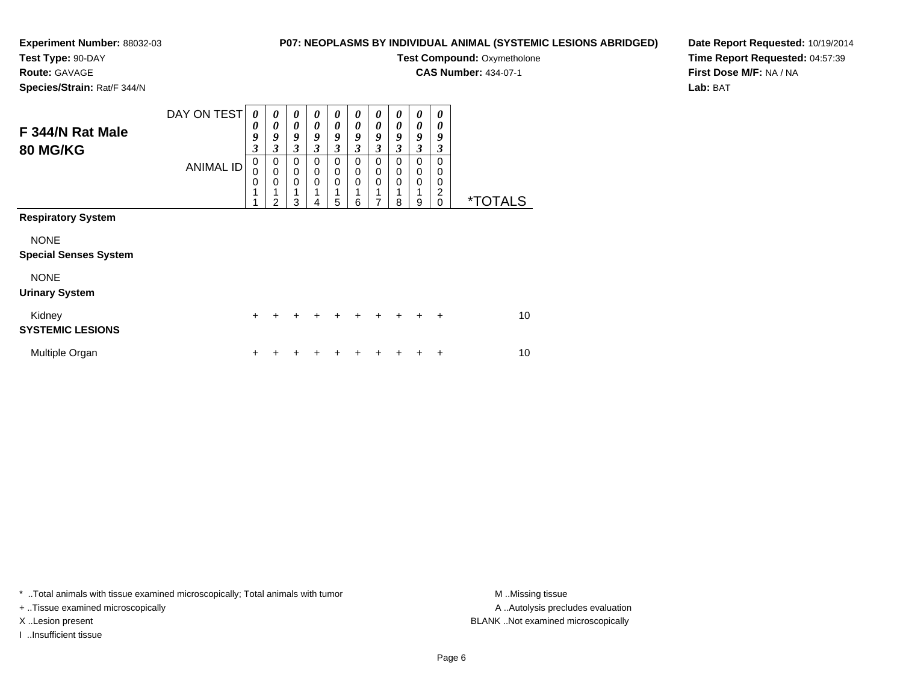**Experiment Number:** 88032-03
**Test Type:** 90-DAY
**Route:** GAVAGE
**Species/Strain:** Rat/F 344/N

**P07: NEOPLASMS BY INDIVIDUAL ANIMAL (SYSTEMIC LESIONS ABRIDGED)**
**Test Compound:** Oxymetholone
**CAS Number:** 434-07-1

**Date Report Requested:** 10/19/2014
**Time Report Requested:** 04:57:39
**First Dose M/F:** NA / NA
**Lab:** BAT

## F 344/N Rat Male 80 MG/KG

| DAY ON TEST | 0093 | 0093 | 0093 | 0093 | 0093 | 0093 | 0093 | 0093 | 0093 | 0093 | |
|---|---|---|---|---|---|---|---|---|---|---|---|
| **ANIMAL ID** | 00011 | 00012 | 00013 | 00014 | 00015 | 00016 | 00017 | 00018 | 00019 | 00020 | ***TOTALS** |
| **Respiratory System** | | | | | | | | | | | |
| NONE | | | | | | | | | | | |
| **Special Senses System** | | | | | | | | | | | |
| NONE | | | | | | | | | | | |
| **Urinary System** | | | | | | | | | | | |
| Kidney | + | + | + | + | + | + | + | + | + | + | 10 |
| **SYSTEMIC LESIONS** | | | | | | | | | | | |
| Multiple Organ | + | + | + | + | + | + | + | + | + | + | 10 |

* ..Total animals with tissue examined microscopically; Total animals with tumor
+ ..Tissue examined microscopically
X ..Lesion present
I ..Insufficient tissue

M ..Missing tissue
A ..Autolysis precludes evaluation
BLANK ..Not examined microscopically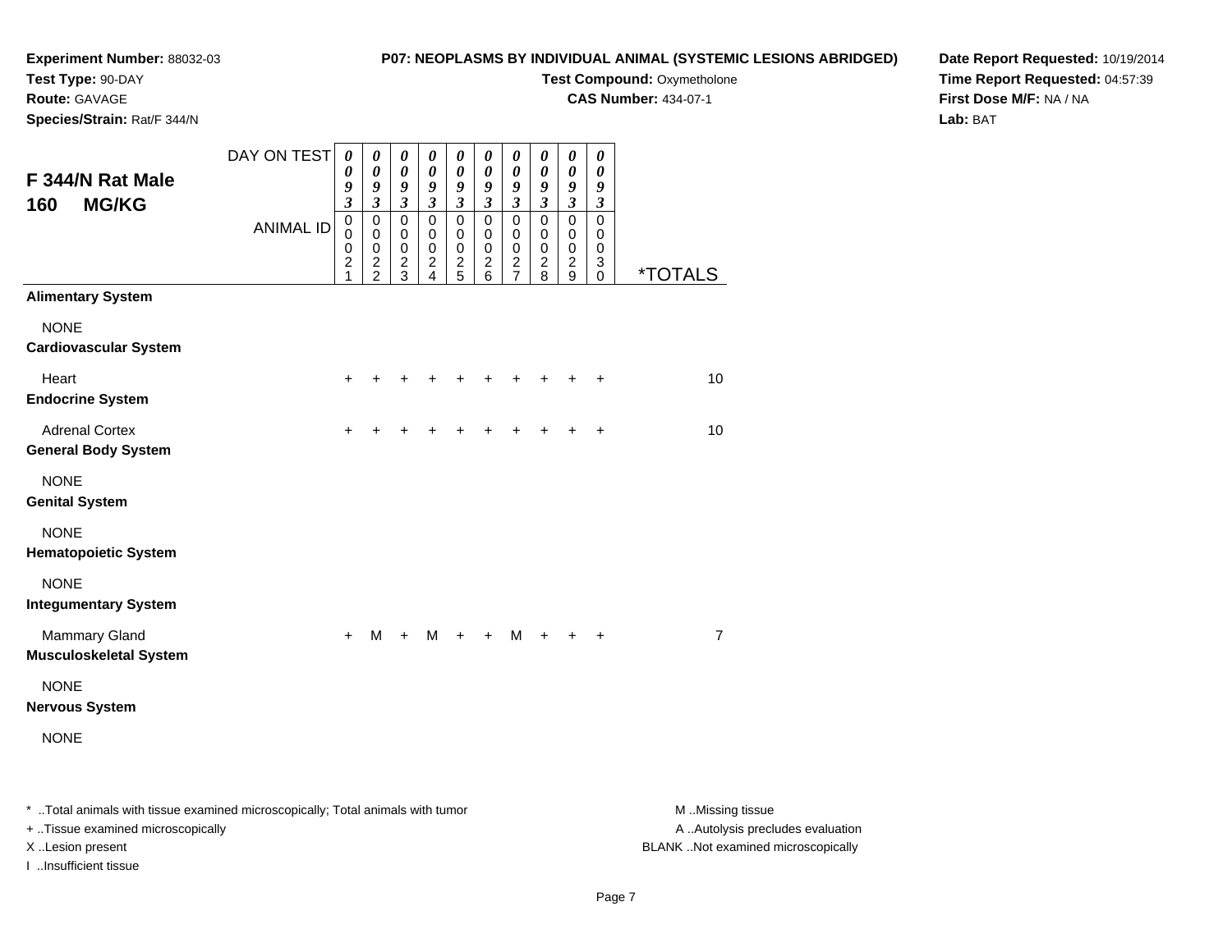**Experiment Number:** 88032-03
**Test Type:** 90-DAY
**Route:** GAVAGE
**Species/Strain:** Rat/F 344/N

**P07: NEOPLASMS BY INDIVIDUAL ANIMAL (SYSTEMIC LESIONS ABRIDGED)**
**Test Compound:** Oxymetholone
**CAS Number:** 434-07-1

**Date Report Requested:** 10/19/2014
**Time Report Requested:** 04:57:39
**First Dose M/F:** NA / NA
**Lab:** BAT

## F 344/N Rat Male 160 MG/KG

| DAY ON TEST | 0093 | 0093 | 0093 | 0093 | 0093 | 0093 | 0093 | 0093 | 0093 | 0093 | |
|---|---|---|---|---|---|---|---|---|---|---|---|
| **ANIMAL ID** | 00021 | 00022 | 00023 | 00024 | 00025 | 00026 | 00027 | 00028 | 00029 | 00030 | ***TOTALS** |
| **Alimentary System** | | | | | | | | | | | |
| NONE | | | | | | | | | | | |
| **Cardiovascular System** | | | | | | | | | | | |
| Heart | + | + | + | + | + | + | + | + | + | + | 10 |
| **Endocrine System** | | | | | | | | | | | |
| Adrenal Cortex | + | + | + | + | + | + | + | + | + | + | 10 |
| **General Body System** | | | | | | | | | | | |
| NONE | | | | | | | | | | | |
| **Genital System** | | | | | | | | | | | |
| NONE | | | | | | | | | | | |
| **Hematopoietic System** | | | | | | | | | | | |
| NONE | | | | | | | | | | | |
| **Integumentary System** | | | | | | | | | | | |
| Mammary Gland | + | M | + | M | + | + | M | + | + | + | 7 |
| **Musculoskeletal System** | | | | | | | | | | | |
| NONE | | | | | | | | | | | |
| **Nervous System** | | | | | | | | | | | |
| NONE | | | | | | | | | | | |

* ..Total animals with tissue examined microscopically; Total animals with tumor
+ ..Tissue examined microscopically
X ..Lesion present
I ..Insufficient tissue

M ..Missing tissue
A ..Autolysis precludes evaluation
BLANK ..Not examined microscopically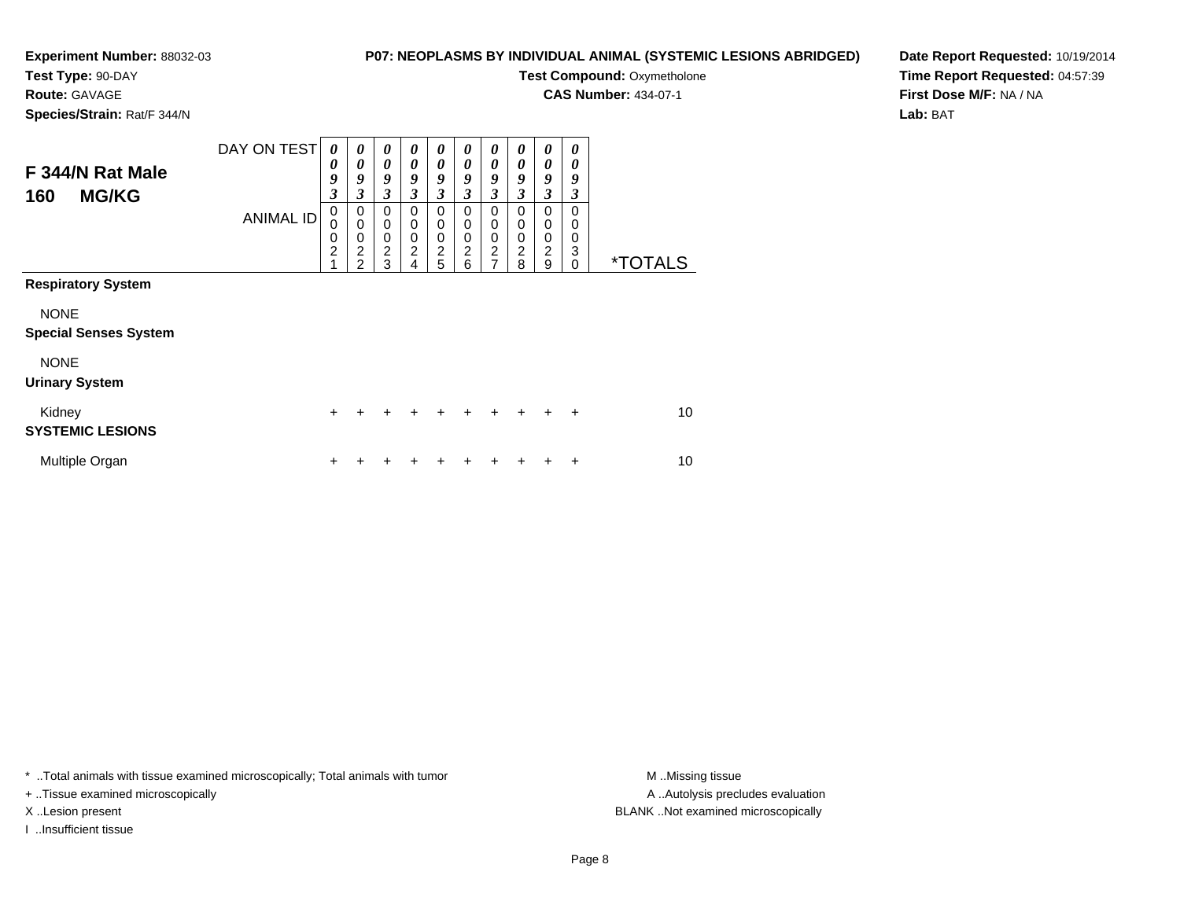**Experiment Number:** 88032-03
**Test Type:** 90-DAY
**Route:** GAVAGE
**Species/Strain:** Rat/F 344/N

**P07: NEOPLASMS BY INDIVIDUAL ANIMAL (SYSTEMIC LESIONS ABRIDGED)**
**Test Compound:** Oxymetholone
**CAS Number:** 434-07-1

**Date Report Requested:** 10/19/2014
**Time Report Requested:** 04:57:39
**First Dose M/F:** NA / NA
**Lab:** BAT

## F 344/N Rat Male
## 160 MG/KG

| DAY ON TEST | 0093 | 0093 | 0093 | 0093 | 0093 | 0093 | 0093 | 0093 | 0093 | 0093 | |
|---|---|---|---|---|---|---|---|---|---|---|---|
| ANIMAL ID | 00021 | 00022 | 00023 | 00024 | 00025 | 00026 | 00027 | 00028 | 00029 | 00030 | *TOTALS |
| **Respiratory System** | | | | | | | | | | | |
| NONE | | | | | | | | | | | |
| **Special Senses System** | | | | | | | | | | | |
| NONE | | | | | | | | | | | |
| **Urinary System** | | | | | | | | | | | |
| Kidney | + | + | + | + | + | + | + | + | + | + | 10 |
| **SYSTEMIC LESIONS** | | | | | | | | | | | |
| Multiple Organ | + | + | + | + | + | + | + | + | + | + | 10 |

* ..Total animals with tissue examined microscopically; Total animals with tumor
+ ..Tissue examined microscopically
X ..Lesion present
I ..Insufficient tissue

M ..Missing tissue
A ..Autolysis precludes evaluation
BLANK ..Not examined microscopically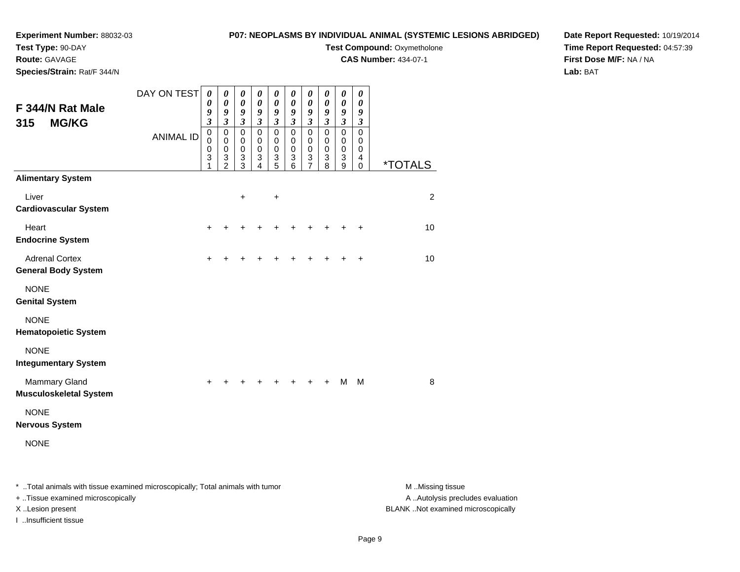**Experiment Number:** 88032-03
**Test Type:** 90-DAY
**Route:** GAVAGE
**Species/Strain:** Rat/F 344/N

**P07: NEOPLASMS BY INDIVIDUAL ANIMAL (SYSTEMIC LESIONS ABRIDGED)**
**Test Compound:** Oxymetholone
**CAS Number:** 434-07-1

**Date Report Requested:** 10/19/2014
**Time Report Requested:** 04:57:39
**First Dose M/F:** NA / NA
**Lab:** BAT

## F 344/N Rat Male
## 315 MG/KG

| DAY ON TEST | 0093 | 0093 | 0093 | 0093 | 0093 | 0093 | 0093 | 0093 | 0093 | 0093 | |
|---|---|---|---|---|---|---|---|---|---|---|---|
| ANIMAL ID | 00031 | 00032 | 00033 | 00034 | 00035 | 00036 | 00037 | 00038 | 00039 | 00040 | *TOTALS |
| **Alimentary System** | | | | | | | | | | | |
| Liver | | | + | | + | | | | | | 2 |
| **Cardiovascular System** | | | | | | | | | | | |
| Heart | + | + | + | + | + | + | + | + | + | + | 10 |
| **Endocrine System** | | | | | | | | | | | |
| Adrenal Cortex | + | + | + | + | + | + | + | + | + | + | 10 |
| **General Body System** | | | | | | | | | | | |
| NONE | | | | | | | | | | | |
| **Genital System** | | | | | | | | | | | |
| NONE | | | | | | | | | | | |
| **Hematopoietic System** | | | | | | | | | | | |
| NONE | | | | | | | | | | | |
| **Integumentary System** | | | | | | | | | | | |
| Mammary Gland | + | + | + | + | + | + | + | + | M | M | 8 |
| **Musculoskeletal System** | | | | | | | | | | | |
| NONE | | | | | | | | | | | |
| **Nervous System** | | | | | | | | | | | |
| NONE | | | | | | | | | | | |

* ..Total animals with tissue examined microscopically; Total animals with tumor
+ ..Tissue examined microscopically
X ..Lesion present
I ..Insufficient tissue

M ..Missing tissue
A ..Autolysis precludes evaluation
BLANK ..Not examined microscopically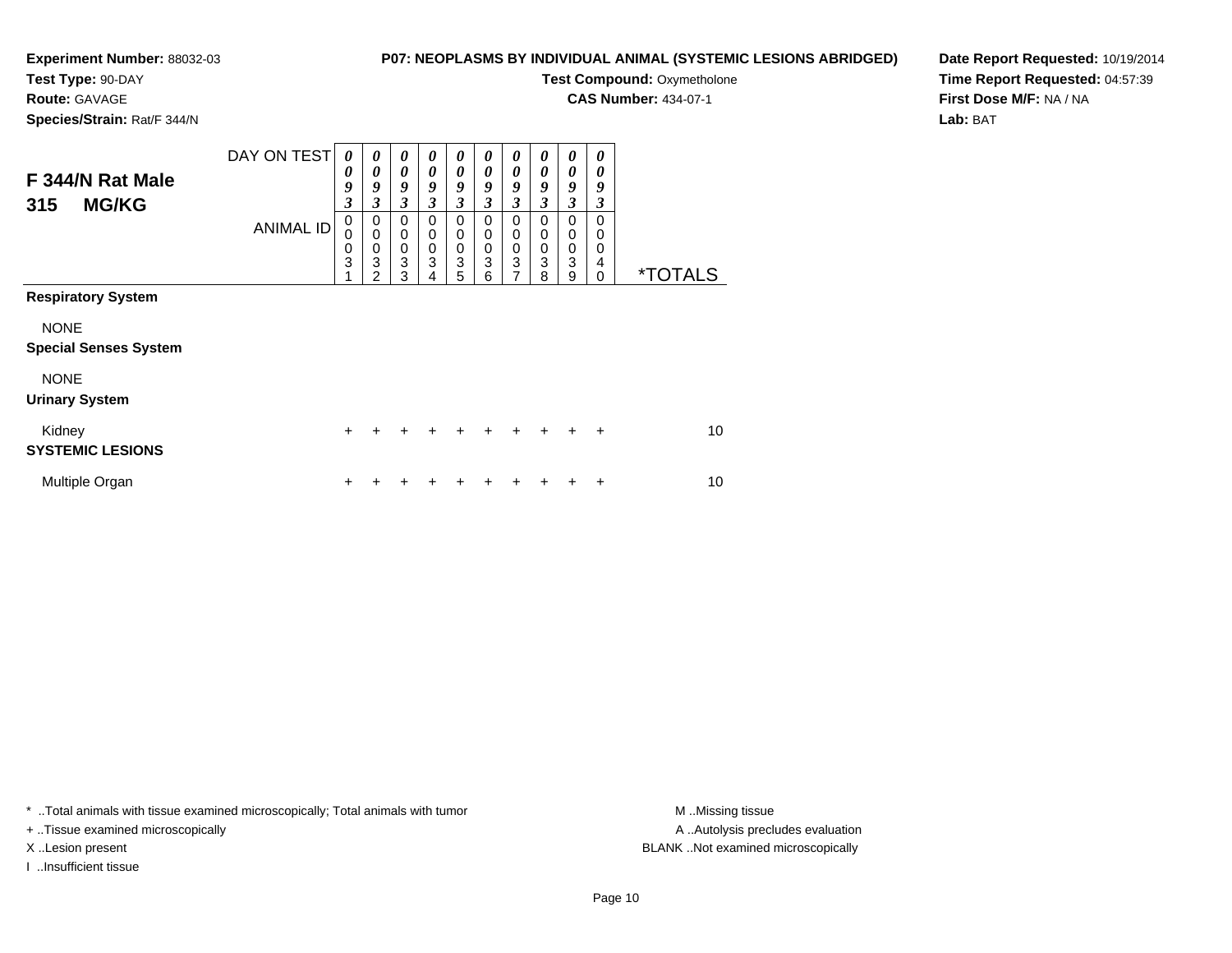**Experiment Number:** 88032-03
**Test Type:** 90-DAY
**Route:** GAVAGE
**Species/Strain:** Rat/F 344/N

**P07: NEOPLASMS BY INDIVIDUAL ANIMAL (SYSTEMIC LESIONS ABRIDGED)**
**Test Compound:** Oxymetholone
**CAS Number:** 434-07-1

**Date Report Requested:** 10/19/2014
**Time Report Requested:** 04:57:39
**First Dose M/F:** NA / NA
**Lab:** BAT

## F 344/N Rat Male
## 315 MG/KG

| DAY ON TEST | 0093 | 0093 | 0093 | 0093 | 0093 | 0093 | 0093 | 0093 | 0093 | 0093 | |
|---|---|---|---|---|---|---|---|---|---|---|---|
| **ANIMAL ID** | 00031 | 00032 | 00033 | 00034 | 00035 | 00036 | 00037 | 00038 | 00039 | 00040 | ***TOTALS** |
| **Respiratory System** | | | | | | | | | | | |
| NONE | | | | | | | | | | | |
| **Special Senses System** | | | | | | | | | | | |
| NONE | | | | | | | | | | | |
| **Urinary System** | | | | | | | | | | | |
| Kidney | + | + | + | + | + | + | + | + | + | + | 10 |
| **SYSTEMIC LESIONS** | | | | | | | | | | | |
| Multiple Organ | + | + | + | + | + | + | + | + | + | + | 10 |

* ..Total animals with tissue examined microscopically; Total animals with tumor
+ ..Tissue examined microscopically
X ..Lesion present
I ..Insufficient tissue

M ..Missing tissue
A ..Autolysis precludes evaluation
BLANK ..Not examined microscopically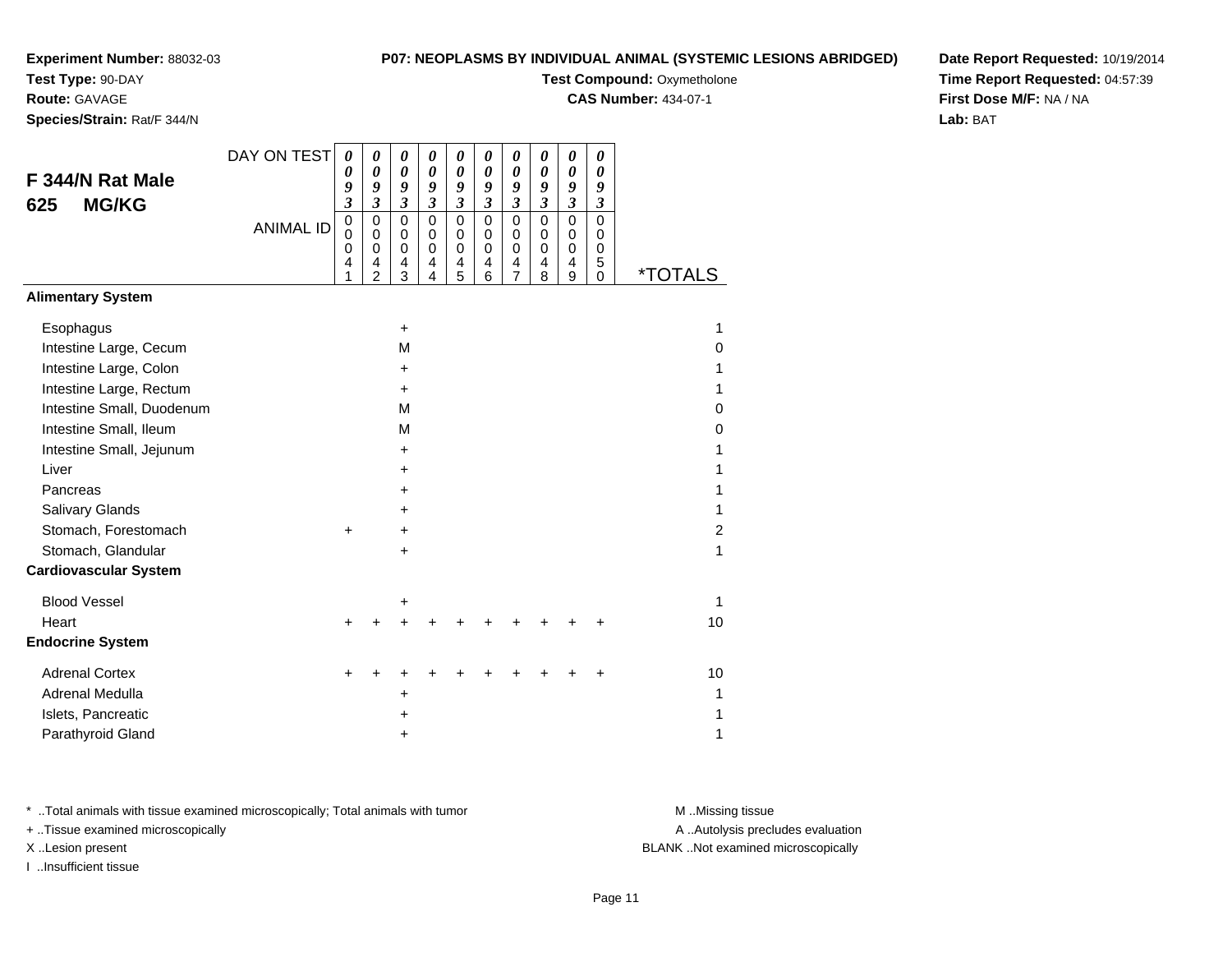**Experiment Number:** 88032-03
**Test Type:** 90-DAY
**Route:** GAVAGE
**Species/Strain:** Rat/F 344/N

**P07: NEOPLASMS BY INDIVIDUAL ANIMAL (SYSTEMIC LESIONS ABRIDGED)**
**Test Compound:** Oxymetholone
**CAS Number:** 434-07-1

**Date Report Requested:** 10/19/2014
**Time Report Requested:** 04:57:39
**First Dose M/F:** NA / NA
**Lab:** BAT

## F 344/N Rat Male 625 MG/KG

| DAY ON TEST | 0093 | 0093 | 0093 | 0093 | 0093 | 0093 | 0093 | 0093 | 0093 | 0093 | |
|---|---|---|---|---|---|---|---|---|---|---|---|
| ANIMAL ID | 00041 | 00042 | 00043 | 00044 | 00045 | 00046 | 00047 | 00048 | 00049 | 00050 | *TOTALS |
| **Alimentary System** | | | | | | | | | | | |
| Esophagus | | | + | | | | | | | | 1 |
| Intestine Large, Cecum | | | M | | | | | | | | 0 |
| Intestine Large, Colon | | | + | | | | | | | | 1 |
| Intestine Large, Rectum | | | + | | | | | | | | 1 |
| Intestine Small, Duodenum | | | M | | | | | | | | 0 |
| Intestine Small, Ileum | | | M | | | | | | | | 0 |
| Intestine Small, Jejunum | | | + | | | | | | | | 1 |
| Liver | | | + | | | | | | | | 1 |
| Pancreas | | | + | | | | | | | | 1 |
| Salivary Glands | | | + | | | | | | | | 1 |
| Stomach, Forestomach | + | | + | | | | | | | | 2 |
| Stomach, Glandular | | | + | | | | | | | | 1 |
| **Cardiovascular System** | | | | | | | | | | | |
| Blood Vessel | | | + | | | | | | | | 1 |
| Heart | + | + | + | + | + | + | + | + | + | + | 10 |
| **Endocrine System** | | | | | | | | | | | |
| Adrenal Cortex | + | + | + | + | + | + | + | + | + | + | 10 |
| Adrenal Medulla | | | + | | | | | | | | 1 |
| Islets, Pancreatic | | | + | | | | | | | | 1 |
| Parathyroid Gland | | | + | | | | | | | | 1 |

* ..Total animals with tissue examined microscopically; Total animals with tumor
+ ..Tissue examined microscopically
X ..Lesion present
I ..Insufficient tissue

M ..Missing tissue
A ..Autolysis precludes evaluation
BLANK ..Not examined microscopically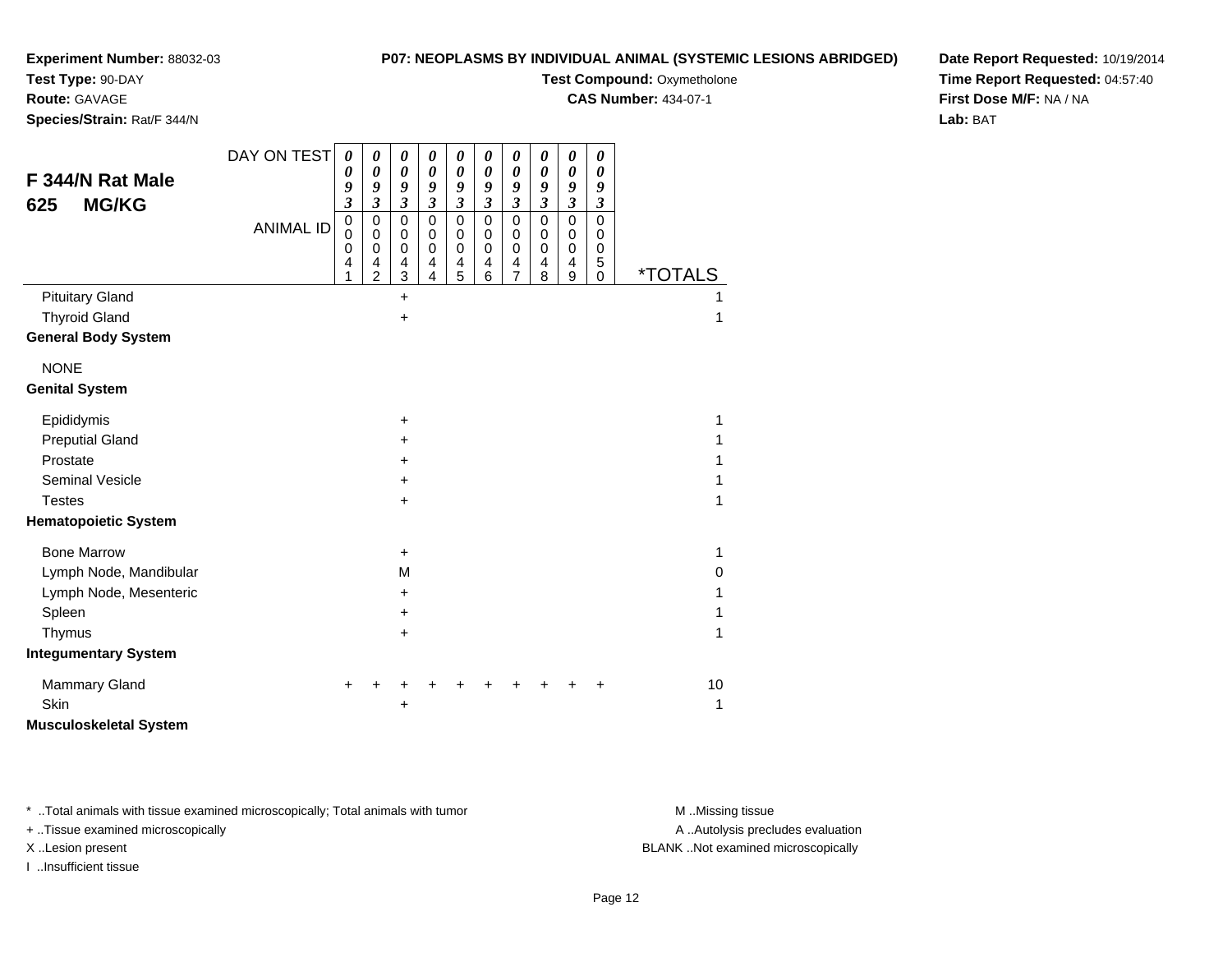**Experiment Number:** 88032-03
**Test Type:** 90-DAY
**Route:** GAVAGE
**Species/Strain:** Rat/F 344/N

**P07: NEOPLASMS BY INDIVIDUAL ANIMAL (SYSTEMIC LESIONS ABRIDGED)**
**Test Compound:** Oxymetholone
**CAS Number:** 434-07-1

**Date Report Requested:** 10/19/2014
**Time Report Requested:** 04:57:40
**First Dose M/F:** NA / NA
**Lab:** BAT

## F 344/N Rat Male
## 625 MG/KG

| DAY ON TEST | 0093 | 0093 | 0093 | 0093 | 0093 | 0093 | 0093 | 0093 | 0093 | 0093 | |
|---|---|---|---|---|---|---|---|---|---|---|---|
| ANIMAL ID | 00041 | 00042 | 00043 | 00044 | 00045 | 00046 | 00047 | 00048 | 00049 | 00050 | *TOTALS |
| Pituitary Gland | | | + | | | | | | | | 1 |
| Thyroid Gland | | | + | | | | | | | | 1 |
| **General Body System** | | | | | | | | | | | |
| NONE | | | | | | | | | | | |
| **Genital System** | | | | | | | | | | | |
| Epididymis | | | + | | | | | | | | 1 |
| Preputial Gland | | | + | | | | | | | | 1 |
| Prostate | | | + | | | | | | | | 1 |
| Seminal Vesicle | | | + | | | | | | | | 1 |
| Testes | | | + | | | | | | | | 1 |
| **Hematopoietic System** | | | | | | | | | | | |
| Bone Marrow | | | + | | | | | | | | 1 |
| Lymph Node, Mandibular | | | M | | | | | | | | 0 |
| Lymph Node, Mesenteric | | | + | | | | | | | | 1 |
| Spleen | | | + | | | | | | | | 1 |
| Thymus | | | + | | | | | | | | 1 |
| **Integumentary System** | | | | | | | | | | | |
| Mammary Gland | + | + | + | + | + | + | + | + | + | + | 10 |
| Skin | | | + | | | | | | | | 1 |
| **Musculoskeletal System** | | | | | | | | | | | |

* ..Total animals with tissue examined microscopically; Total animals with tumor
+ ..Tissue examined microscopically
X ..Lesion present
I ..Insufficient tissue

M ..Missing tissue
A ..Autolysis precludes evaluation
BLANK ..Not examined microscopically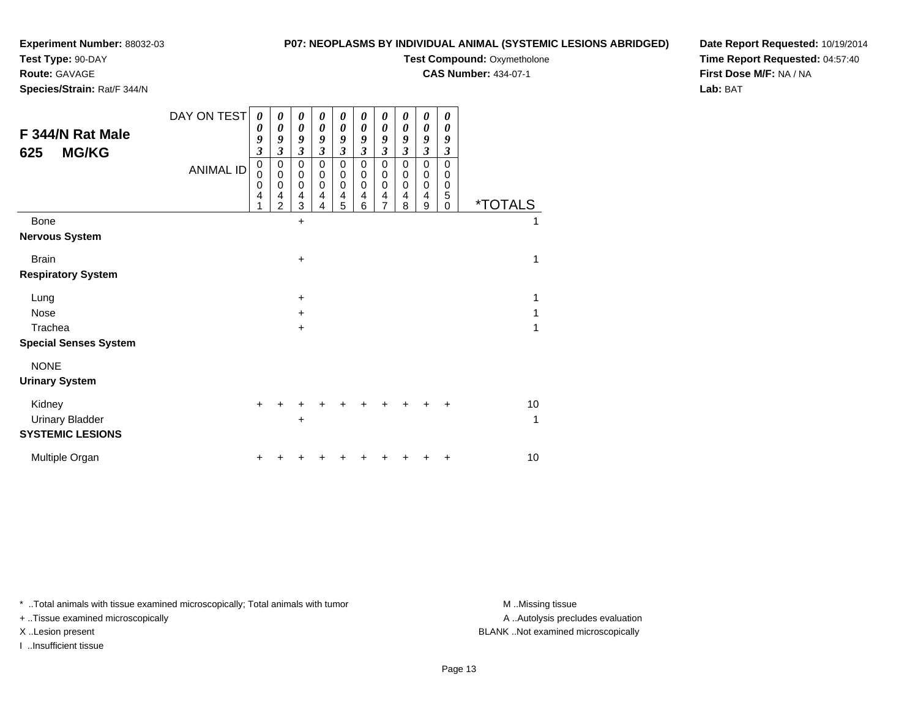**Experiment Number:** 88032-03
**Test Type:** 90-DAY
**Route:** GAVAGE
**Species/Strain:** Rat/F 344/N

**P07: NEOPLASMS BY INDIVIDUAL ANIMAL (SYSTEMIC LESIONS ABRIDGED)**
**Test Compound:** Oxymetholone
**CAS Number:** 434-07-1

**Date Report Requested:** 10/19/2014
**Time Report Requested:** 04:57:40
**First Dose M/F:** NA / NA
**Lab:** BAT

## F 344/N Rat Male 625 MG/KG

| DAY ON TEST | 0093 | 0093 | 0093 | 0093 | 0093 | 0093 | 0093 | 0093 | 0093 | 0093 | |
|---|---|---|---|---|---|---|---|---|---|---|---|
| **ANIMAL ID** | 00041 | 00042 | 00043 | 00044 | 00045 | 00046 | 00047 | 00048 | 00049 | 00050 | ***TOTALS** |
| Bone | | | + | | | | | | | | 1 |
| **Nervous System** | | | | | | | | | | | |
| Brain | | | + | | | | | | | | 1 |
| **Respiratory System** | | | | | | | | | | | |
| Lung | | | + | | | | | | | | 1 |
| Nose | | | + | | | | | | | | 1 |
| Trachea | | | + | | | | | | | | 1 |
| **Special Senses System** | | | | | | | | | | | |
| NONE | | | | | | | | | | | |
| **Urinary System** | | | | | | | | | | | |
| Kidney | + | + | + | + | + | + | + | + | + | + | 10 |
| Urinary Bladder | | | + | | | | | | | | 1 |
| **SYSTEMIC LESIONS** | | | | | | | | | | | |
| Multiple Organ | + | + | + | + | + | + | + | + | + | + | 10 |

* ..Total animals with tissue examined microscopically; Total animals with tumor
+ ..Tissue examined microscopically
X ..Lesion present
I ..Insufficient tissue

M ..Missing tissue
A ..Autolysis precludes evaluation
BLANK ..Not examined microscopically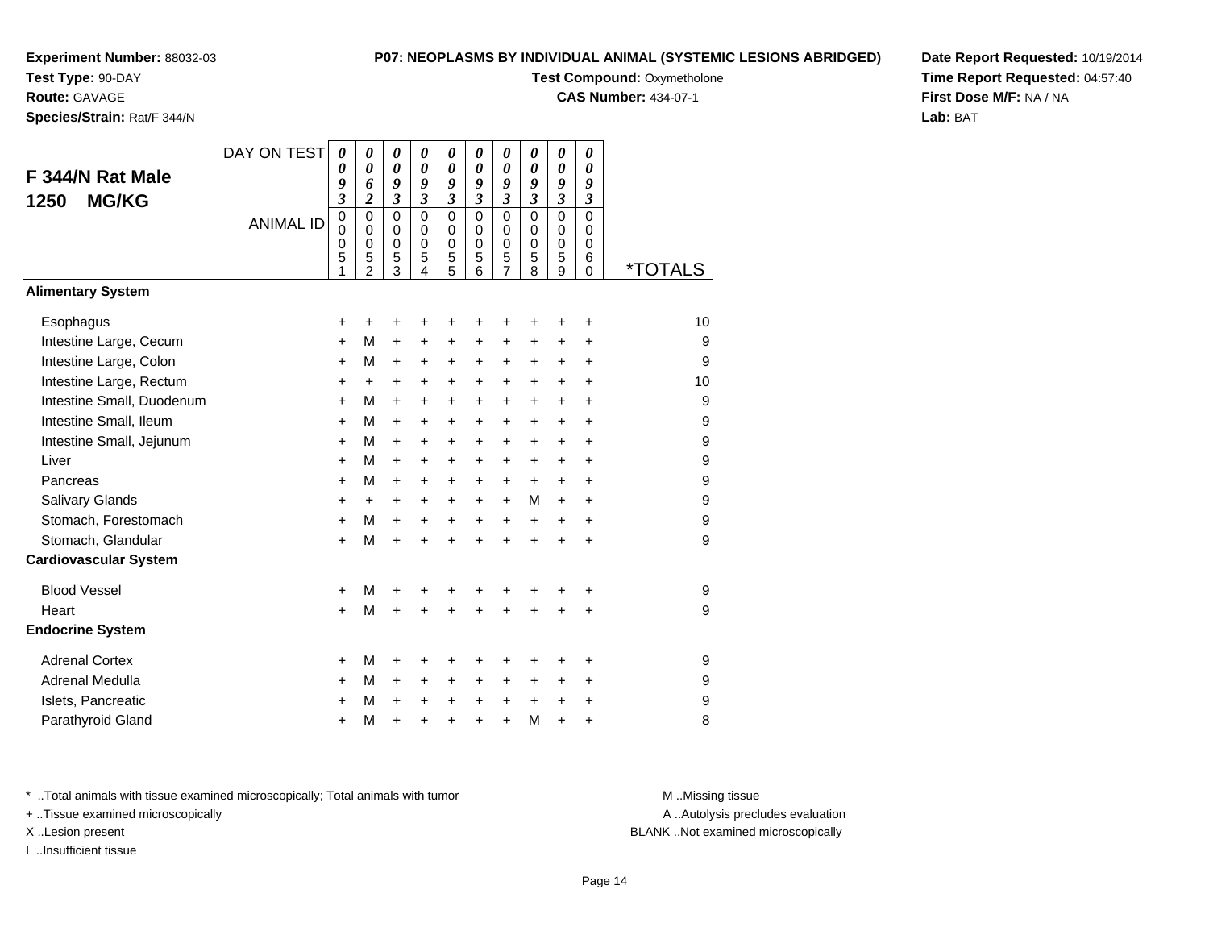**Experiment Number:** 88032-03
**Test Type:** 90-DAY
**Route:** GAVAGE
**Species/Strain:** Rat/F 344/N

**P07: NEOPLASMS BY INDIVIDUAL ANIMAL (SYSTEMIC LESIONS ABRIDGED)**
**Test Compound:** Oxymetholone
**CAS Number:** 434-07-1

**Date Report Requested:** 10/19/2014
**Time Report Requested:** 04:57:40
**First Dose M/F:** NA / NA
**Lab:** BAT

## F 344/N Rat Male 1250 MG/KG

| DAY ON TEST | 0093 | 0062 | 0093 | 0093 | 0093 | 0093 | 0093 | 0093 | 0093 | 0093 | |
|---|---|---|---|---|---|---|---|---|---|---|---|
| **ANIMAL ID** | 00051 | 00052 | 00053 | 00054 | 00055 | 00056 | 00057 | 00058 | 00059 | 00060 | ***TOTALS** |
| **Alimentary System** | | | | | | | | | | | |
| Esophagus | + | + | + | + | + | + | + | + | + | + | 10 |
| Intestine Large, Cecum | + | M | + | + | + | + | + | + | + | + | 9 |
| Intestine Large, Colon | + | M | + | + | + | + | + | + | + | + | 9 |
| Intestine Large, Rectum | + | + | + | + | + | + | + | + | + | + | 10 |
| Intestine Small, Duodenum | + | M | + | + | + | + | + | + | + | + | 9 |
| Intestine Small, Ileum | + | M | + | + | + | + | + | + | + | + | 9 |
| Intestine Small, Jejunum | + | M | + | + | + | + | + | + | + | + | 9 |
| Liver | + | M | + | + | + | + | + | + | + | + | 9 |
| Pancreas | + | M | + | + | + | + | + | + | + | + | 9 |
| Salivary Glands | + | + | + | + | + | + | + | M | + | + | 9 |
| Stomach, Forestomach | + | M | + | + | + | + | + | + | + | + | 9 |
| Stomach, Glandular | + | M | + | + | + | + | + | + | + | + | 9 |
| **Cardiovascular System** | | | | | | | | | | | |
| Blood Vessel | + | M | + | + | + | + | + | + | + | + | 9 |
| Heart | + | M | + | + | + | + | + | + | + | + | 9 |
| **Endocrine System** | | | | | | | | | | | |
| Adrenal Cortex | + | M | + | + | + | + | + | + | + | + | 9 |
| Adrenal Medulla | + | M | + | + | + | + | + | + | + | + | 9 |
| Islets, Pancreatic | + | M | + | + | + | + | + | + | + | + | 9 |
| Parathyroid Gland | + | M | + | + | + | + | + | M | + | + | 8 |

* ..Total animals with tissue examined microscopically; Total animals with tumor
+ ..Tissue examined microscopically
X ..Lesion present
I ..Insufficient tissue

M ..Missing tissue
A ..Autolysis precludes evaluation
BLANK ..Not examined microscopically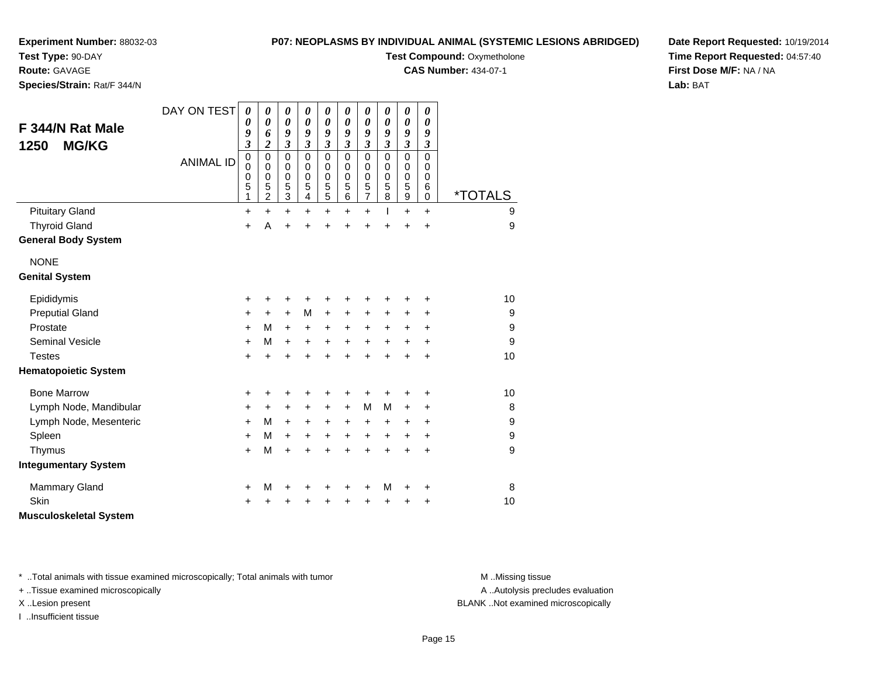**Experiment Number:** 88032-03
**Test Type:** 90-DAY
**Route:** GAVAGE
**Species/Strain:** Rat/F 344/N

**P07: NEOPLASMS BY INDIVIDUAL ANIMAL (SYSTEMIC LESIONS ABRIDGED)**
**Test Compound:** Oxymetholone
**CAS Number:** 434-07-1

**Date Report Requested:** 10/19/2014
**Time Report Requested:** 04:57:40
**First Dose M/F:** NA / NA
**Lab:** BAT

## F 344/N Rat Male 1250 MG/KG

| DAY ON TEST | 0093 | 0062 | 0093 | 0093 | 0093 | 0093 | 0093 | 0093 | 0093 | 0093 | |
|---|---|---|---|---|---|---|---|---|---|---|---|
| **ANIMAL ID** | 00051 | 00052 | 00053 | 00054 | 00055 | 00056 | 00057 | 00058 | 00059 | 00060 | ***TOTALS** |
| Pituitary Gland | + | + | + | + | + | + | + | I | + | + | 9 |
| Thyroid Gland | + | A | + | + | + | + | + | + | + | + | 9 |
| **General Body System** | | | | | | | | | | | |
| NONE | | | | | | | | | | | |
| **Genital System** | | | | | | | | | | | |
| Epididymis | + | + | + | + | + | + | + | + | + | + | 10 |
| Preputial Gland | + | + | + | M | + | + | + | + | + | + | 9 |
| Prostate | + | M | + | + | + | + | + | + | + | + | 9 |
| Seminal Vesicle | + | M | + | + | + | + | + | + | + | + | 9 |
| Testes | + | + | + | + | + | + | + | + | + | + | 10 |
| **Hematopoietic System** | | | | | | | | | | | |
| Bone Marrow | + | + | + | + | + | + | + | + | + | + | 10 |
| Lymph Node, Mandibular | + | + | + | + | + | + | M | M | + | + | 8 |
| Lymph Node, Mesenteric | + | M | + | + | + | + | + | + | + | + | 9 |
| Spleen | + | M | + | + | + | + | + | + | + | + | 9 |
| Thymus | + | M | + | + | + | + | + | + | + | + | 9 |
| **Integumentary System** | | | | | | | | | | | |
| Mammary Gland | + | M | + | + | + | + | + | M | + | + | 8 |
| Skin | + | + | + | + | + | + | + | + | + | + | 10 |
| **Musculoskeletal System** | | | | | | | | | | | |

* ..Total animals with tissue examined microscopically; Total animals with tumor
+ ..Tissue examined microscopically
X ..Lesion present
I ..Insufficient tissue

M ..Missing tissue
A ..Autolysis precludes evaluation
BLANK ..Not examined microscopically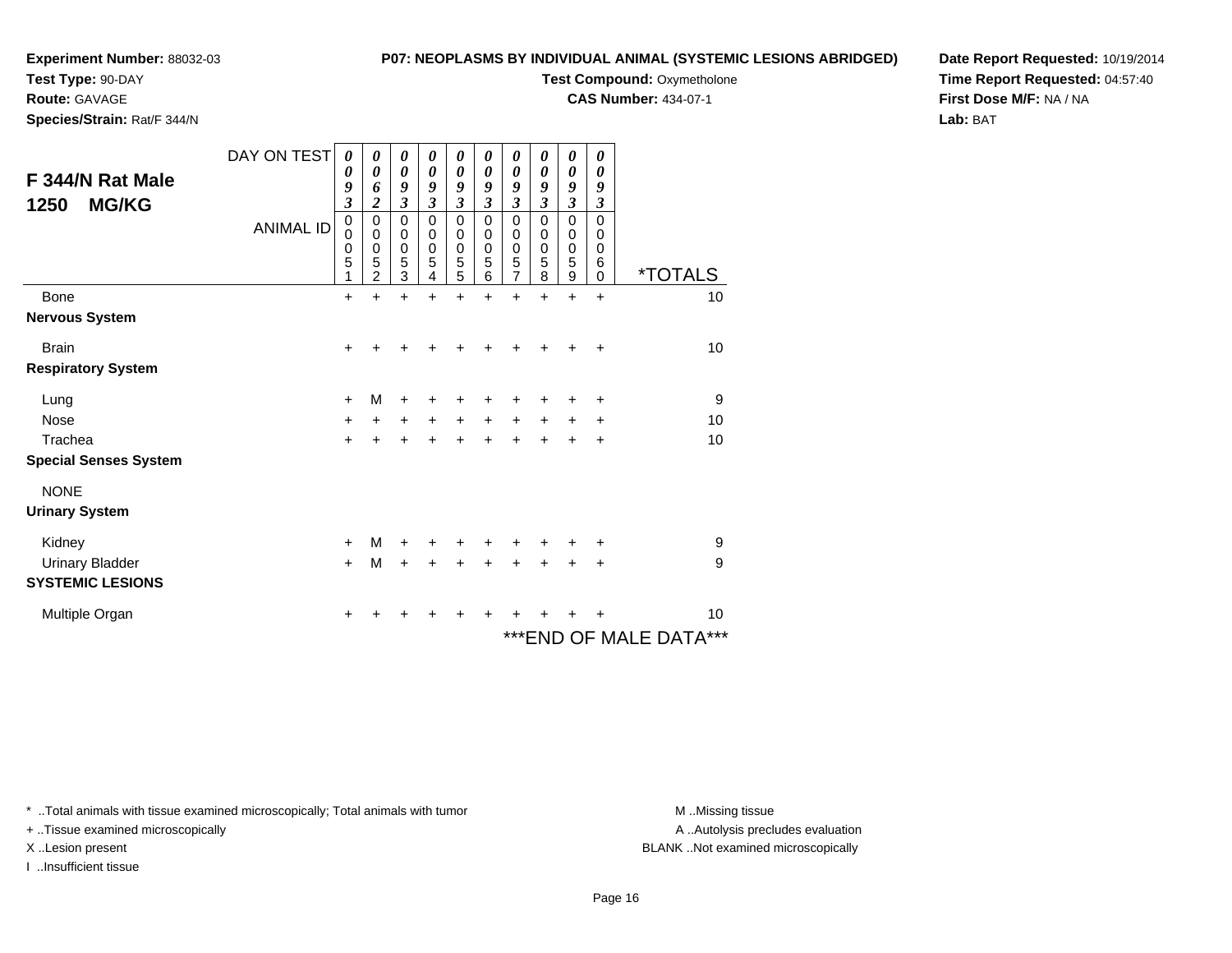**Experiment Number:** 88032-03
**Test Type:** 90-DAY
**Route:** GAVAGE
**Species/Strain:** Rat/F 344/N

**P07: NEOPLASMS BY INDIVIDUAL ANIMAL (SYSTEMIC LESIONS ABRIDGED)**
**Test Compound:** Oxymetholone
**CAS Number:** 434-07-1

**Date Report Requested:** 10/19/2014
**Time Report Requested:** 04:57:40
**First Dose M/F:** NA / NA
**Lab:** BAT

## F 344/N Rat Male 1250 MG/KG

| DAY ON TEST | 0093 | 0062 | 0093 | 0093 | 0093 | 0093 | 0093 | 0093 | 0093 | 0093 | |
|---|---|---|---|---|---|---|---|---|---|---|---|
| **ANIMAL ID** | 00051 | 00052 | 00053 | 00054 | 00055 | 00056 | 00057 | 00058 | 00059 | 00060 | ***TOTALS** |
| Bone | + | + | + | + | + | + | + | + | + | + | 10 |
| **Nervous System** | | | | | | | | | | | |
| Brain | + | + | + | + | + | + | + | + | + | + | 10 |
| **Respiratory System** | | | | | | | | | | | |
| Lung | + | M | + | + | + | + | + | + | + | + | 9 |
| Nose | + | + | + | + | + | + | + | + | + | + | 10 |
| Trachea | + | + | + | + | + | + | + | + | + | + | 10 |
| **Special Senses System** | | | | | | | | | | | |
| NONE | | | | | | | | | | | |
| **Urinary System** | | | | | | | | | | | |
| Kidney | + | M | + | + | + | + | + | + | + | + | 9 |
| Urinary Bladder | + | M | + | + | + | + | + | + | + | + | 9 |
| **SYSTEMIC LESIONS** | | | | | | | | | | | |
| Multiple Organ | + | + | + | + | + | + | + | + | + | + | 10 |

***END OF MALE DATA***

* ..Total animals with tissue examined microscopically; Total animals with tumor
+ ..Tissue examined microscopically
X ..Lesion present
I ..Insufficient tissue

M ..Missing tissue
A ..Autolysis precludes evaluation
BLANK ..Not examined microscopically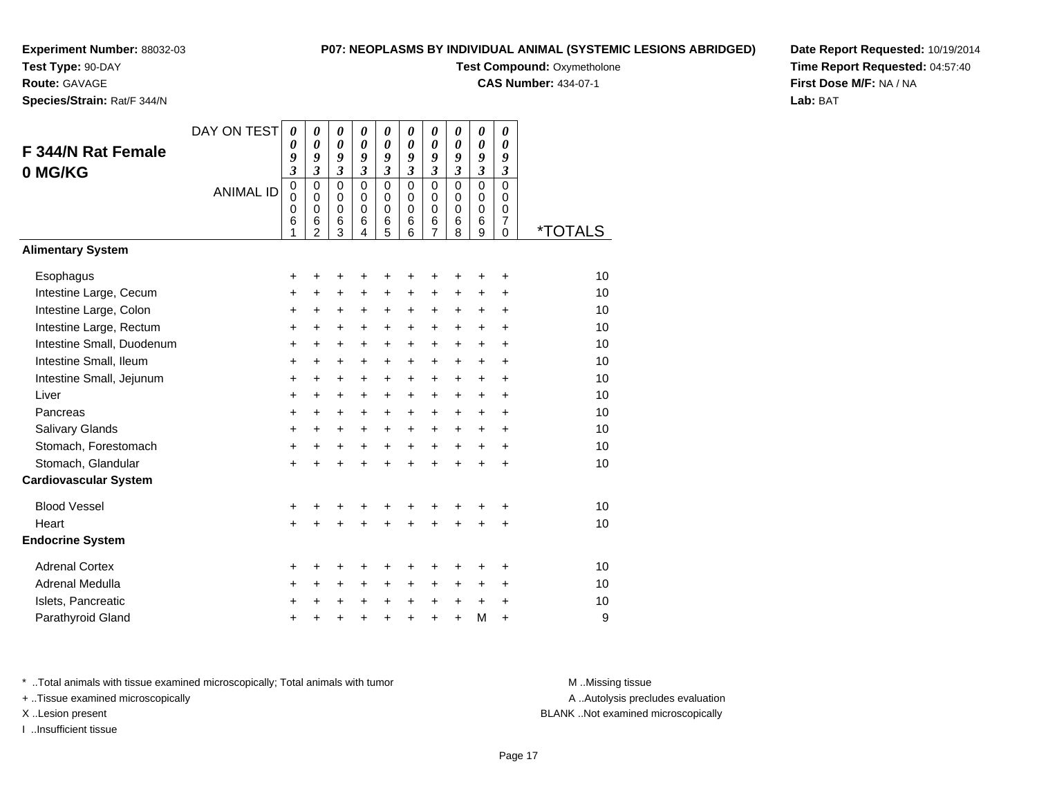**Experiment Number:** 88032-03
**Test Type:** 90-DAY
**Route:** GAVAGE
**Species/Strain:** Rat/F 344/N

**P07: NEOPLASMS BY INDIVIDUAL ANIMAL (SYSTEMIC LESIONS ABRIDGED)**
**Test Compound:** Oxymetholone
**CAS Number:** 434-07-1

**Date Report Requested:** 10/19/2014
**Time Report Requested:** 04:57:40
**First Dose M/F:** NA / NA
**Lab:** BAT

## F 344/N Rat Female 0 MG/KG

| DAY ON TEST | 0093 | 0093 | 0093 | 0093 | 0093 | 0093 | 0093 | 0093 | 0093 | 0093 | |
|---|---|---|---|---|---|---|---|---|---|---|---|
| **ANIMAL ID** | 00061 | 00062 | 00063 | 00064 | 00065 | 00066 | 00067 | 00068 | 00069 | 00070 | ***TOTALS** |
| **Alimentary System** | | | | | | | | | | | |
| Esophagus | + | + | + | + | + | + | + | + | + | + | 10 |
| Intestine Large, Cecum | + | + | + | + | + | + | + | + | + | + | 10 |
| Intestine Large, Colon | + | + | + | + | + | + | + | + | + | + | 10 |
| Intestine Large, Rectum | + | + | + | + | + | + | + | + | + | + | 10 |
| Intestine Small, Duodenum | + | + | + | + | + | + | + | + | + | + | 10 |
| Intestine Small, Ileum | + | + | + | + | + | + | + | + | + | + | 10 |
| Intestine Small, Jejunum | + | + | + | + | + | + | + | + | + | + | 10 |
| Liver | + | + | + | + | + | + | + | + | + | + | 10 |
| Pancreas | + | + | + | + | + | + | + | + | + | + | 10 |
| Salivary Glands | + | + | + | + | + | + | + | + | + | + | 10 |
| Stomach, Forestomach | + | + | + | + | + | + | + | + | + | + | 10 |
| Stomach, Glandular | + | + | + | + | + | + | + | + | + | + | 10 |
| **Cardiovascular System** | | | | | | | | | | | |
| Blood Vessel | + | + | + | + | + | + | + | + | + | + | 10 |
| Heart | + | + | + | + | + | + | + | + | + | + | 10 |
| **Endocrine System** | | | | | | | | | | | |
| Adrenal Cortex | + | + | + | + | + | + | + | + | + | + | 10 |
| Adrenal Medulla | + | + | + | + | + | + | + | + | + | + | 10 |
| Islets, Pancreatic | + | + | + | + | + | + | + | + | + | + | 10 |
| Parathyroid Gland | + | + | + | + | + | + | + | + | M | + | 9 |

* ..Total animals with tissue examined microscopically; Total animals with tumor
+ ..Tissue examined microscopically
X ..Lesion present
I ..Insufficient tissue

M ..Missing tissue
A ..Autolysis precludes evaluation
BLANK ..Not examined microscopically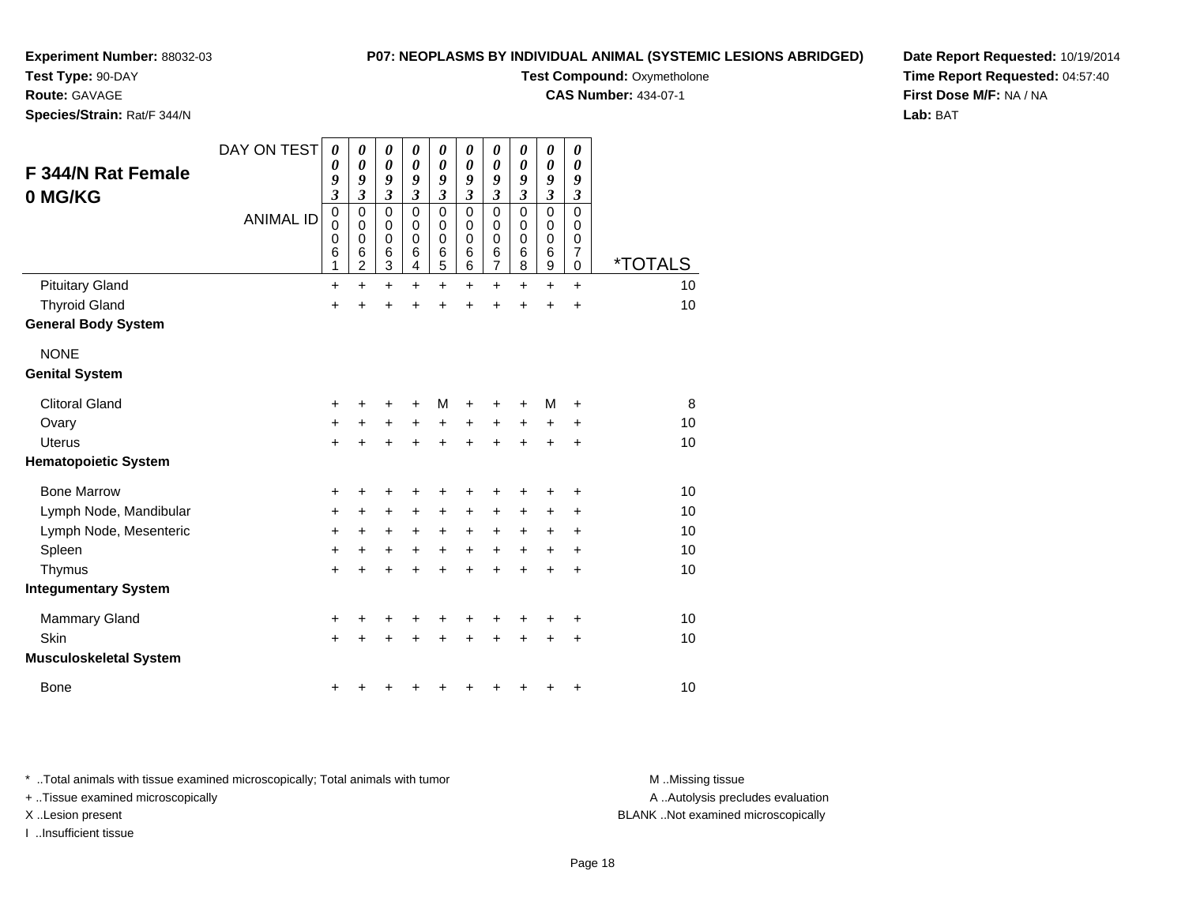**Experiment Number:** 88032-03
**Test Type:** 90-DAY
**Route:** GAVAGE
**Species/Strain:** Rat/F 344/N

**P07: NEOPLASMS BY INDIVIDUAL ANIMAL (SYSTEMIC LESIONS ABRIDGED)**
**Test Compound:** Oxymetholone
**CAS Number:** 434-07-1

**Date Report Requested:** 10/19/2014
**Time Report Requested:** 04:57:40
**First Dose M/F:** NA / NA
**Lab:** BAT

## F 344/N Rat Female 0 MG/KG

| DAY ON TEST | 0093 | 0093 | 0093 | 0093 | 0093 | 0093 | 0093 | 0093 | 0093 | 0093 | |
|---|---|---|---|---|---|---|---|---|---|---|---|
| **ANIMAL ID** | 00061 | 00062 | 00063 | 00064 | 00065 | 00066 | 00067 | 00068 | 00069 | 00070 | ***TOTALS** |
| Pituitary Gland | + | + | + | + | + | + | + | + | + | + | 10 |
| Thyroid Gland | + | + | + | + | + | + | + | + | + | + | 10 |
| **General Body System** | | | | | | | | | | | |
| NONE | | | | | | | | | | | |
| **Genital System** | | | | | | | | | | | |
| Clitoral Gland | + | + | + | + | M | + | + | + | M | + | 8 |
| Ovary | + | + | + | + | + | + | + | + | + | + | 10 |
| Uterus | + | + | + | + | + | + | + | + | + | + | 10 |
| **Hematopoietic System** | | | | | | | | | | | |
| Bone Marrow | + | + | + | + | + | + | + | + | + | + | 10 |
| Lymph Node, Mandibular | + | + | + | + | + | + | + | + | + | + | 10 |
| Lymph Node, Mesenteric | + | + | + | + | + | + | + | + | + | + | 10 |
| Spleen | + | + | + | + | + | + | + | + | + | + | 10 |
| Thymus | + | + | + | + | + | + | + | + | + | + | 10 |
| **Integumentary System** | | | | | | | | | | | |
| Mammary Gland | + | + | + | + | + | + | + | + | + | + | 10 |
| Skin | + | + | + | + | + | + | + | + | + | + | 10 |
| **Musculoskeletal System** | | | | | | | | | | | |
| Bone | + | + | + | + | + | + | + | + | + | + | 10 |

* ..Total animals with tissue examined microscopically; Total animals with tumor
+ ..Tissue examined microscopically
X ..Lesion present
I ..Insufficient tissue

M ..Missing tissue
A ..Autolysis precludes evaluation
BLANK ..Not examined microscopically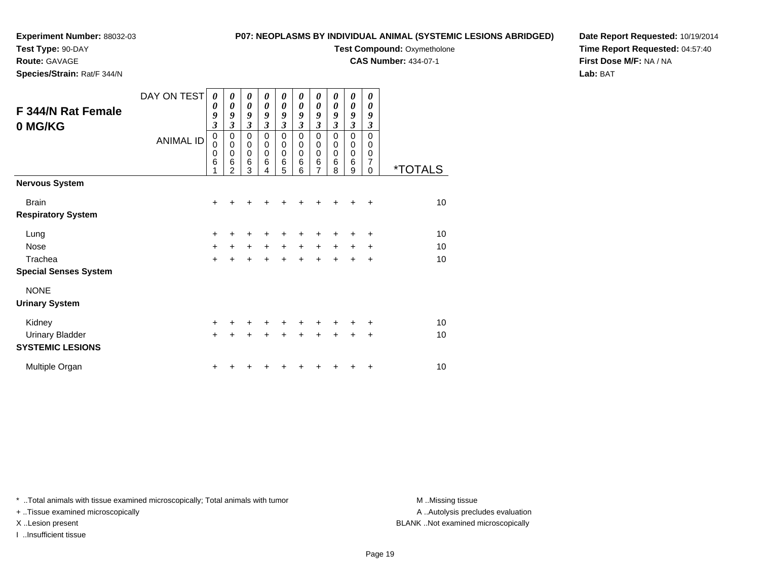**Experiment Number:** 88032-03
**Test Type:** 90-DAY
**Route:** GAVAGE
**Species/Strain:** Rat/F 344/N

**P07: NEOPLASMS BY INDIVIDUAL ANIMAL (SYSTEMIC LESIONS ABRIDGED)**
**Test Compound:** Oxymetholone
**CAS Number:** 434-07-1

**Date Report Requested:** 10/19/2014
**Time Report Requested:** 04:57:40
**First Dose M/F:** NA / NA
**Lab:** BAT

## F 344/N Rat Female 0 MG/KG

| DAY ON TEST | 0093 | 0093 | 0093 | 0093 | 0093 | 0093 | 0093 | 0093 | 0093 | 0093 | |
|---|---|---|---|---|---|---|---|---|---|---|---|
| **ANIMAL ID** | 00061 | 00062 | 00063 | 00064 | 00065 | 00066 | 00067 | 00068 | 00069 | 00070 | ***TOTALS** |
| **Nervous System** | | | | | | | | | | | |
| Brain | + | + | + | + | + | + | + | + | + | + | 10 |
| **Respiratory System** | | | | | | | | | | | |
| Lung | + | + | + | + | + | + | + | + | + | + | 10 |
| Nose | + | + | + | + | + | + | + | + | + | + | 10 |
| Trachea | + | + | + | + | + | + | + | + | + | + | 10 |
| **Special Senses System** | | | | | | | | | | | |
| NONE | | | | | | | | | | | |
| **Urinary System** | | | | | | | | | | | |
| Kidney | + | + | + | + | + | + | + | + | + | + | 10 |
| Urinary Bladder | + | + | + | + | + | + | + | + | + | + | 10 |
| **SYSTEMIC LESIONS** | | | | | | | | | | | |
| Multiple Organ | + | + | + | + | + | + | + | + | + | + | 10 |

* ..Total animals with tissue examined microscopically; Total animals with tumor
+ ..Tissue examined microscopically
X ..Lesion present
I ..Insufficient tissue

M ..Missing tissue
A ..Autolysis precludes evaluation
BLANK ..Not examined microscopically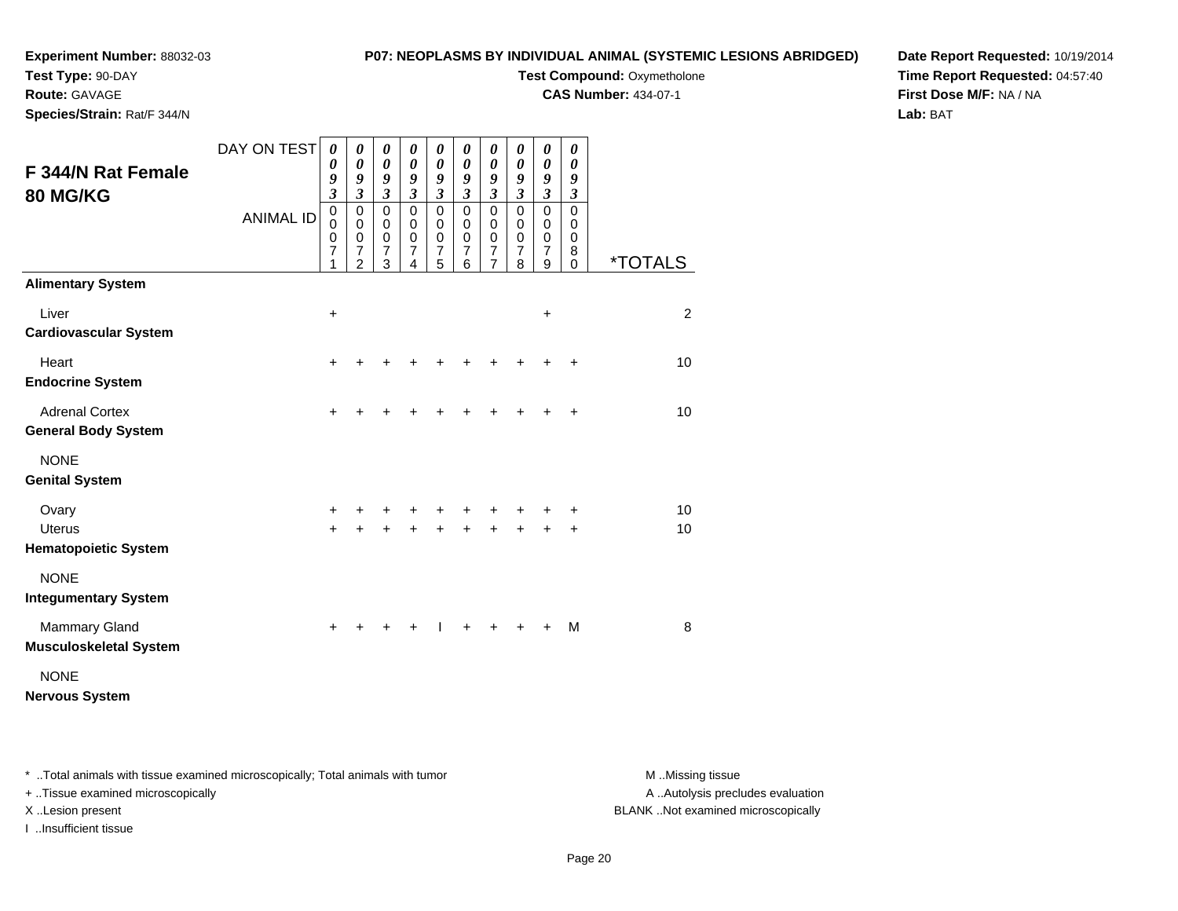**Experiment Number:** 88032-03
**Test Type:** 90-DAY
**Route:** GAVAGE
**Species/Strain:** Rat/F 344/N

**P07: NEOPLASMS BY INDIVIDUAL ANIMAL (SYSTEMIC LESIONS ABRIDGED)**
**Test Compound:** Oxymetholone
**CAS Number:** 434-07-1

**Date Report Requested:** 10/19/2014
**Time Report Requested:** 04:57:40
**First Dose M/F:** NA / NA
**Lab:** BAT

## F 344/N Rat Female 80 MG/KG

| DAY ON TEST | 0093 | 0093 | 0093 | 0093 | 0093 | 0093 | 0093 | 0093 | 0093 | 0093 | |
|---|---|---|---|---|---|---|---|---|---|---|---|
| ANIMAL ID | 00071 | 00072 | 00073 | 00074 | 00075 | 00076 | 00077 | 00078 | 00079 | 00080 | *TOTALS |
| **Alimentary System** | | | | | | | | | | | |
| Liver | + | | | | | | | | + | | 2 |
| **Cardiovascular System** | | | | | | | | | | | |
| Heart | + | + | + | + | + | + | + | + | + | + | 10 |
| **Endocrine System** | | | | | | | | | | | |
| Adrenal Cortex | + | + | + | + | + | + | + | + | + | + | 10 |
| **General Body System** | | | | | | | | | | | |
| NONE | | | | | | | | | | | |
| **Genital System** | | | | | | | | | | | |
| Ovary | + | + | + | + | + | + | + | + | + | + | 10 |
| Uterus | + | + | + | + | + | + | + | + | + | + | 10 |
| **Hematopoietic System** | | | | | | | | | | | |
| NONE | | | | | | | | | | | |
| **Integumentary System** | | | | | | | | | | | |
| Mammary Gland | + | + | + | + | I | + | + | + | + | M | 8 |
| **Musculoskeletal System** | | | | | | | | | | | |
| NONE | | | | | | | | | | | |
| **Nervous System** | | | | | | | | | | | |

\* ..Total animals with tissue examined microscopically; Total animals with tumor
\+ ..Tissue examined microscopically
X ..Lesion present
I ..Insufficient tissue

M ..Missing tissue
A ..Autolysis precludes evaluation
BLANK ..Not examined microscopically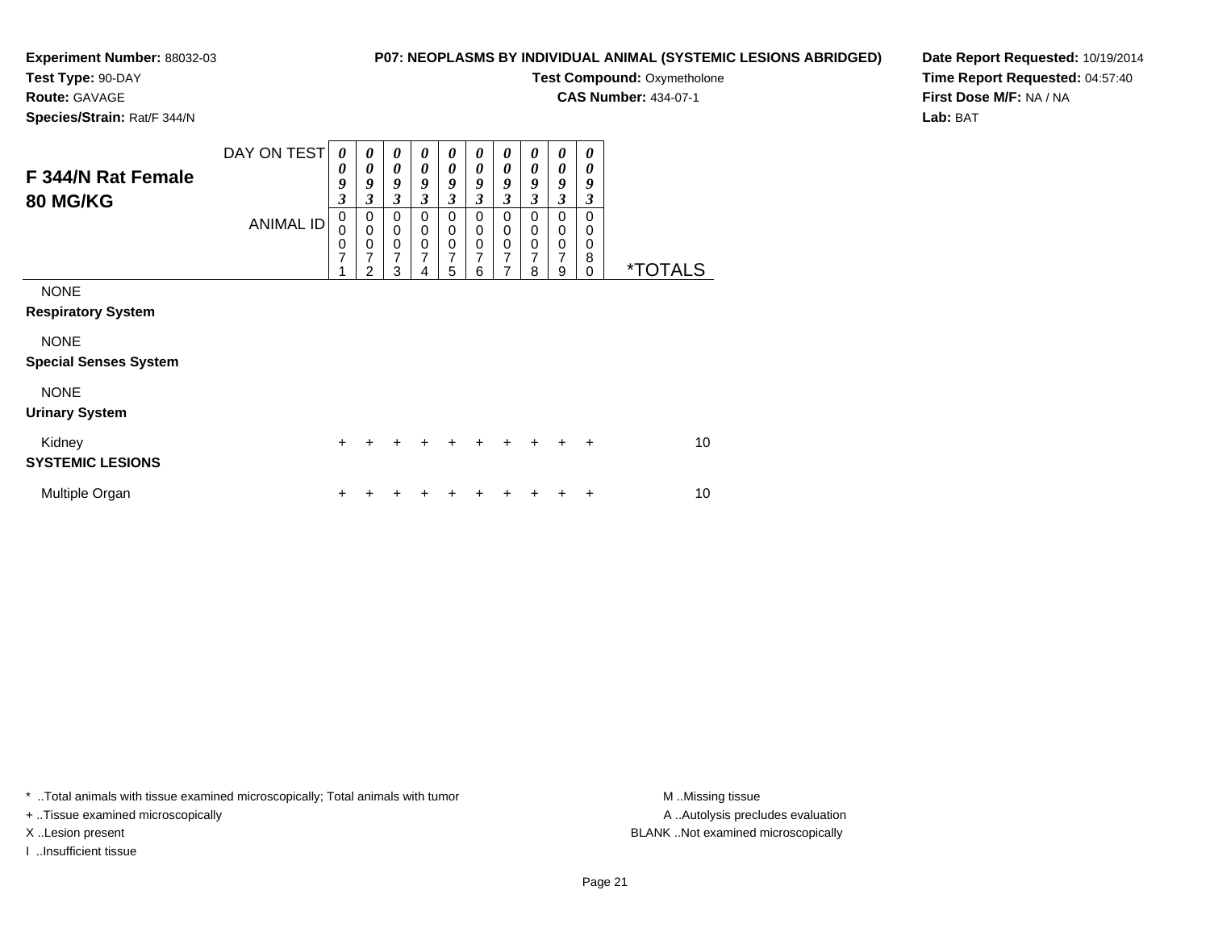**Experiment Number:** 88032-03
**Test Type:** 90-DAY
**Route:** GAVAGE
**Species/Strain:** Rat/F 344/N

**P07: NEOPLASMS BY INDIVIDUAL ANIMAL (SYSTEMIC LESIONS ABRIDGED)**
**Test Compound:** Oxymetholone
**CAS Number:** 434-07-1

**Date Report Requested:** 10/19/2014
**Time Report Requested:** 04:57:40
**First Dose M/F:** NA / NA
**Lab:** BAT

## F 344/N Rat Female 80 MG/KG

| DAY ON TEST | 0093 | 0093 | 0093 | 0093 | 0093 | 0093 | 0093 | 0093 | 0093 | 0093 | |
|---|---|---|---|---|---|---|---|---|---|---|---|
| ANIMAL ID | 00071 | 00072 | 00073 | 00074 | 00075 | 00076 | 00077 | 00078 | 00079 | 00080 | *TOTALS |
| NONE | | | | | | | | | | | |
| **Respiratory System** | | | | | | | | | | | |
| NONE | | | | | | | | | | | |
| **Special Senses System** | | | | | | | | | | | |
| NONE | | | | | | | | | | | |
| **Urinary System** | | | | | | | | | | | |
| Kidney | + | + | + | + | + | + | + | + | + | + | 10 |
| **SYSTEMIC LESIONS** | | | | | | | | | | | |
| Multiple Organ | + | + | + | + | + | + | + | + | + | + | 10 |

* ..Total animals with tissue examined microscopically; Total animals with tumor
+ ..Tissue examined microscopically
X ..Lesion present
I ..Insufficient tissue

M ..Missing tissue
A ..Autolysis precludes evaluation
BLANK ..Not examined microscopically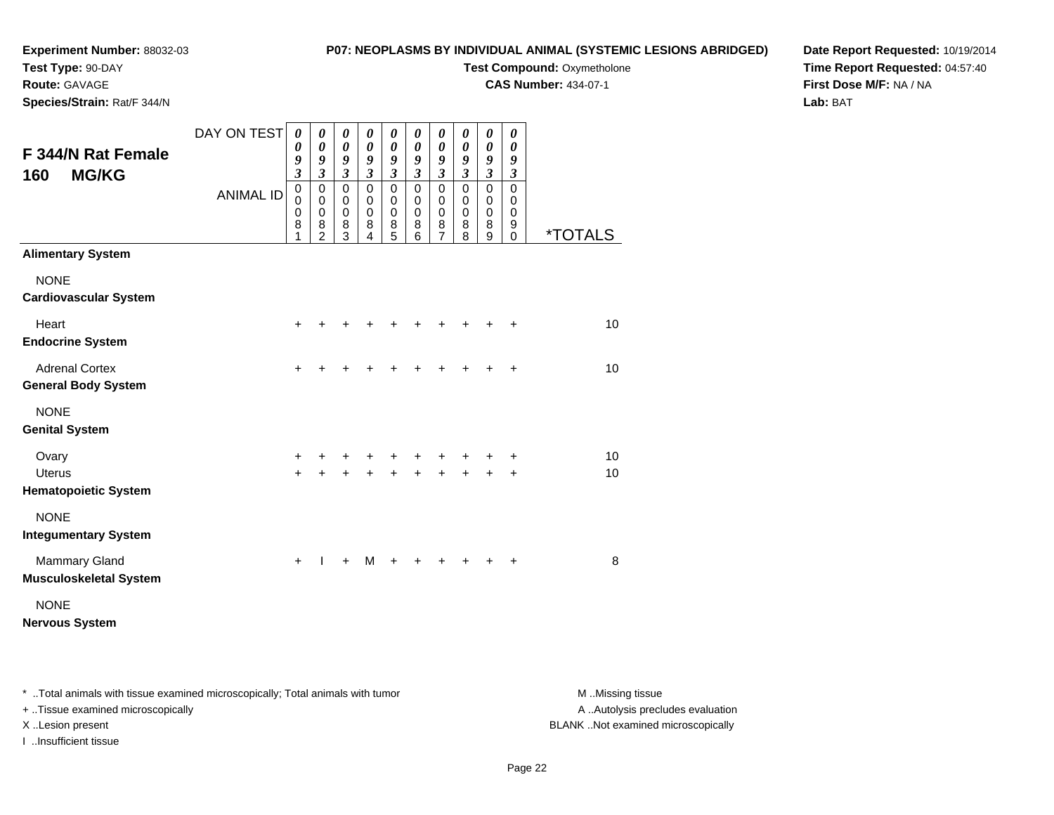**Experiment Number:** 88032-03
**Test Type:** 90-DAY
**Route:** GAVAGE
**Species/Strain:** Rat/F 344/N

**P07: NEOPLASMS BY INDIVIDUAL ANIMAL (SYSTEMIC LESIONS ABRIDGED)**
**Test Compound:** Oxymetholone
**CAS Number:** 434-07-1

**Date Report Requested:** 10/19/2014
**Time Report Requested:** 04:57:40
**First Dose M/F:** NA / NA
**Lab:** BAT

## F 344/N Rat Female 160 MG/KG

| DAY ON TEST | 0093 | 0093 | 0093 | 0093 | 0093 | 0093 | 0093 | 0093 | 0093 | 0093 | |
|---|---|---|---|---|---|---|---|---|---|---|---|
| ANIMAL ID | 00081 | 00082 | 00083 | 00084 | 00085 | 00086 | 00087 | 00088 | 00089 | 00090 | *TOTALS |
| **Alimentary System** | | | | | | | | | | | |
| NONE | | | | | | | | | | | |
| **Cardiovascular System** | | | | | | | | | | | |
| Heart | + | + | + | + | + | + | + | + | + | + | 10 |
| **Endocrine System** | | | | | | | | | | | |
| Adrenal Cortex | + | + | + | + | + | + | + | + | + | + | 10 |
| **General Body System** | | | | | | | | | | | |
| NONE | | | | | | | | | | | |
| **Genital System** | | | | | | | | | | | |
| Ovary | + | + | + | + | + | + | + | + | + | + | 10 |
| Uterus | + | + | + | + | + | + | + | + | + | + | 10 |
| **Hematopoietic System** | | | | | | | | | | | |
| NONE | | | | | | | | | | | |
| **Integumentary System** | | | | | | | | | | | |
| Mammary Gland | + | I | + | M | + | + | + | + | + | + | 8 |
| **Musculoskeletal System** | | | | | | | | | | | |
| NONE | | | | | | | | | | | |
| **Nervous System** | | | | | | | | | | | |

* ..Total animals with tissue examined microscopically; Total animals with tumor
+ ..Tissue examined microscopically
X ..Lesion present
I ..Insufficient tissue

M ..Missing tissue
A ..Autolysis precludes evaluation
BLANK ..Not examined microscopically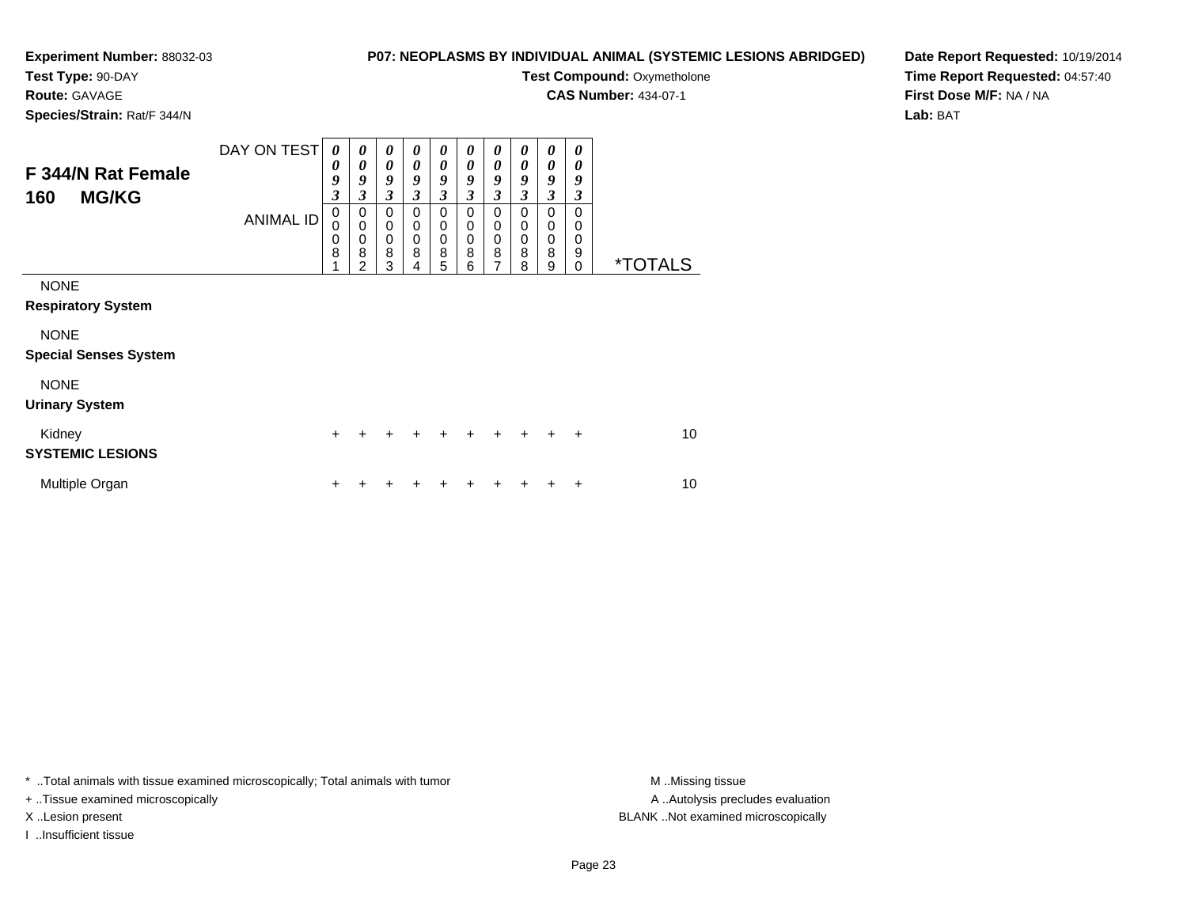**Experiment Number:** 88032-03
**Test Type:** 90-DAY
**Route:** GAVAGE
**Species/Strain:** Rat/F 344/N

**P07: NEOPLASMS BY INDIVIDUAL ANIMAL (SYSTEMIC LESIONS ABRIDGED)**
**Test Compound:** Oxymetholone
**CAS Number:** 434-07-1

**Date Report Requested:** 10/19/2014
**Time Report Requested:** 04:57:40
**First Dose M/F:** NA / NA
**Lab:** BAT

## F 344/N Rat Female 160 MG/KG

| DAY ON TEST | 0093 | 0093 | 0093 | 0093 | 0093 | 0093 | 0093 | 0093 | 0093 | 0093 | |
|---|---|---|---|---|---|---|---|---|---|---|---|
| ANIMAL ID | 00081 | 00082 | 00083 | 00084 | 00085 | 00086 | 00087 | 00088 | 00089 | 00090 | *TOTALS |
| NONE | | | | | | | | | | | |
| **Respiratory System** | | | | | | | | | | | |
| NONE | | | | | | | | | | | |
| **Special Senses System** | | | | | | | | | | | |
| NONE | | | | | | | | | | | |
| **Urinary System** | | | | | | | | | | | |
| Kidney | + | + | + | + | + | + | + | + | + | + | 10 |
| **SYSTEMIC LESIONS** | | | | | | | | | | | |
| Multiple Organ | + | + | + | + | + | + | + | + | + | + | 10 |

\* ..Total animals with tissue examined microscopically; Total animals with tumor
+ ..Tissue examined microscopically
X ..Lesion present
I ..Insufficient tissue

M ..Missing tissue
A ..Autolysis precludes evaluation
BLANK ..Not examined microscopically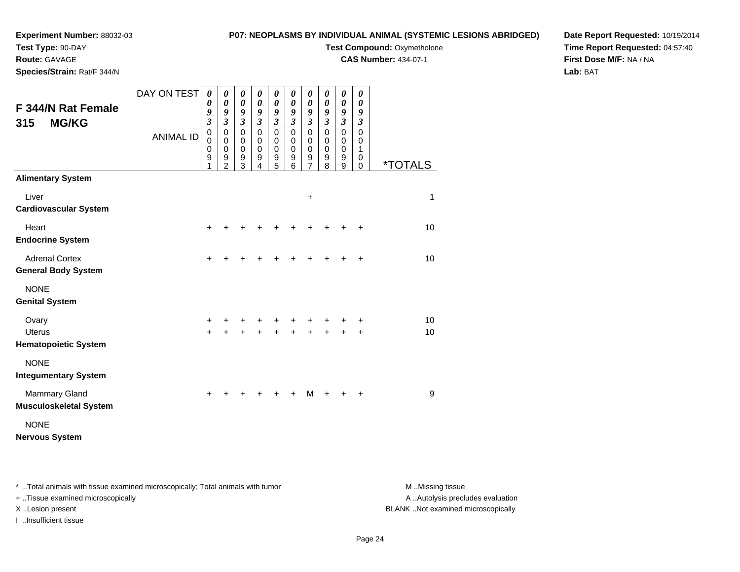**Experiment Number:** 88032-03
**Test Type:** 90-DAY
**Route:** GAVAGE
**Species/Strain:** Rat/F 344/N

**P07: NEOPLASMS BY INDIVIDUAL ANIMAL (SYSTEMIC LESIONS ABRIDGED)**
**Test Compound:** Oxymetholone
**CAS Number:** 434-07-1

**Date Report Requested:** 10/19/2014
**Time Report Requested:** 04:57:40
**First Dose M/F:** NA / NA
**Lab:** BAT

## F 344/N Rat Female 315 MG/KG

| DAY ON TEST | 0093 | 0093 | 0093 | 0093 | 0093 | 0093 | 0093 | 0093 | 0093 | 0093 | |
|---|---|---|---|---|---|---|---|---|---|---|---|
| ANIMAL ID | 00091 | 00092 | 00093 | 00094 | 00095 | 00096 | 00097 | 00098 | 00099 | 00100 | *TOTALS |
| **Alimentary System** | | | | | | | | | | | |
| Liver | | | | | | | + | | | | 1 |
| **Cardiovascular System** | | | | | | | | | | | |
| Heart | + | + | + | + | + | + | + | + | + | + | 10 |
| **Endocrine System** | | | | | | | | | | | |
| Adrenal Cortex | + | + | + | + | + | + | + | + | + | + | 10 |
| **General Body System** | | | | | | | | | | | |
| NONE | | | | | | | | | | | |
| **Genital System** | | | | | | | | | | | |
| Ovary | + | + | + | + | + | + | + | + | + | + | 10 |
| Uterus | + | + | + | + | + | + | + | + | + | + | 10 |
| **Hematopoietic System** | | | | | | | | | | | |
| NONE | | | | | | | | | | | |
| **Integumentary System** | | | | | | | | | | | |
| Mammary Gland | + | + | + | + | + | + | M | + | + | + | 9 |
| **Musculoskeletal System** | | | | | | | | | | | |
| NONE | | | | | | | | | | | |
| **Nervous System** | | | | | | | | | | | |

\* ..Total animals with tissue examined microscopically; Total animals with tumor
+ ..Tissue examined microscopically
X ..Lesion present
I ..Insufficient tissue

M ..Missing tissue
A ..Autolysis precludes evaluation
BLANK ..Not examined microscopically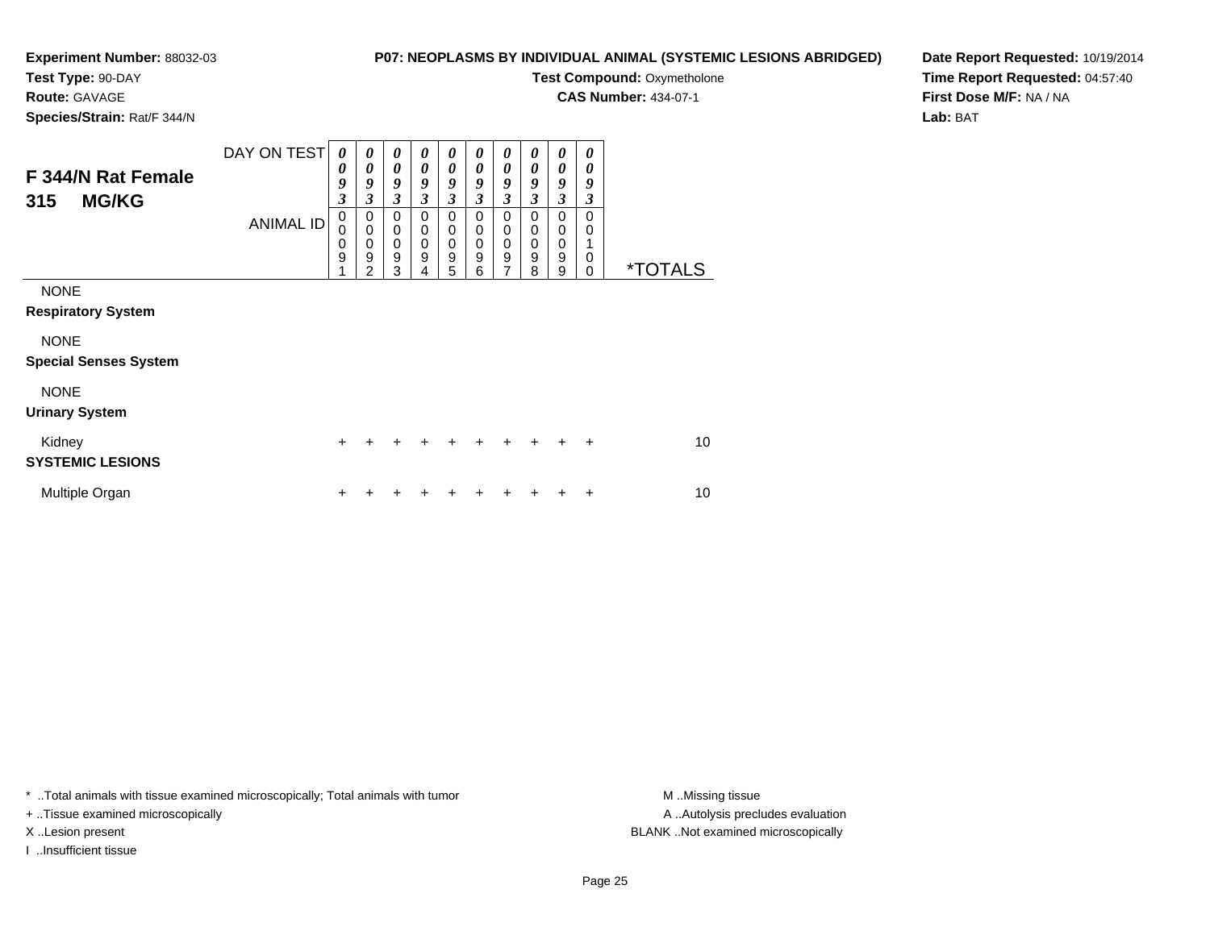**Experiment Number:** 88032-03
**Test Type:** 90-DAY
**Route:** GAVAGE
**Species/Strain:** Rat/F 344/N

**P07: NEOPLASMS BY INDIVIDUAL ANIMAL (SYSTEMIC LESIONS ABRIDGED)**
**Test Compound:** Oxymetholone
**CAS Number:** 434-07-1

**Date Report Requested:** 10/19/2014
**Time Report Requested:** 04:57:40
**First Dose M/F:** NA / NA
**Lab:** BAT

## F 344/N Rat Female 315 MG/KG

| DAY ON TEST | 0093 | 0093 | 0093 | 0093 | 0093 | 0093 | 0093 | 0093 | 0093 | 0093 | |
|---|---|---|---|---|---|---|---|---|---|---|---|
| ANIMAL ID | 00091 | 00092 | 00093 | 00094 | 00095 | 00096 | 00097 | 00098 | 00099 | 00100 | *TOTALS |
| NONE | | | | | | | | | | | |
| **Respiratory System** | | | | | | | | | | | |
| NONE | | | | | | | | | | | |
| **Special Senses System** | | | | | | | | | | | |
| NONE | | | | | | | | | | | |
| **Urinary System** | | | | | | | | | | | |
| Kidney | + | + | + | + | + | + | + | + | + | + | 10 |
| **SYSTEMIC LESIONS** | | | | | | | | | | | |
| Multiple Organ | + | + | + | + | + | + | + | + | + | + | 10 |

* ..Total animals with tissue examined microscopically; Total animals with tumor
+ ..Tissue examined microscopically
X ..Lesion present
I ..Insufficient tissue

M ..Missing tissue
A ..Autolysis precludes evaluation
BLANK ..Not examined microscopically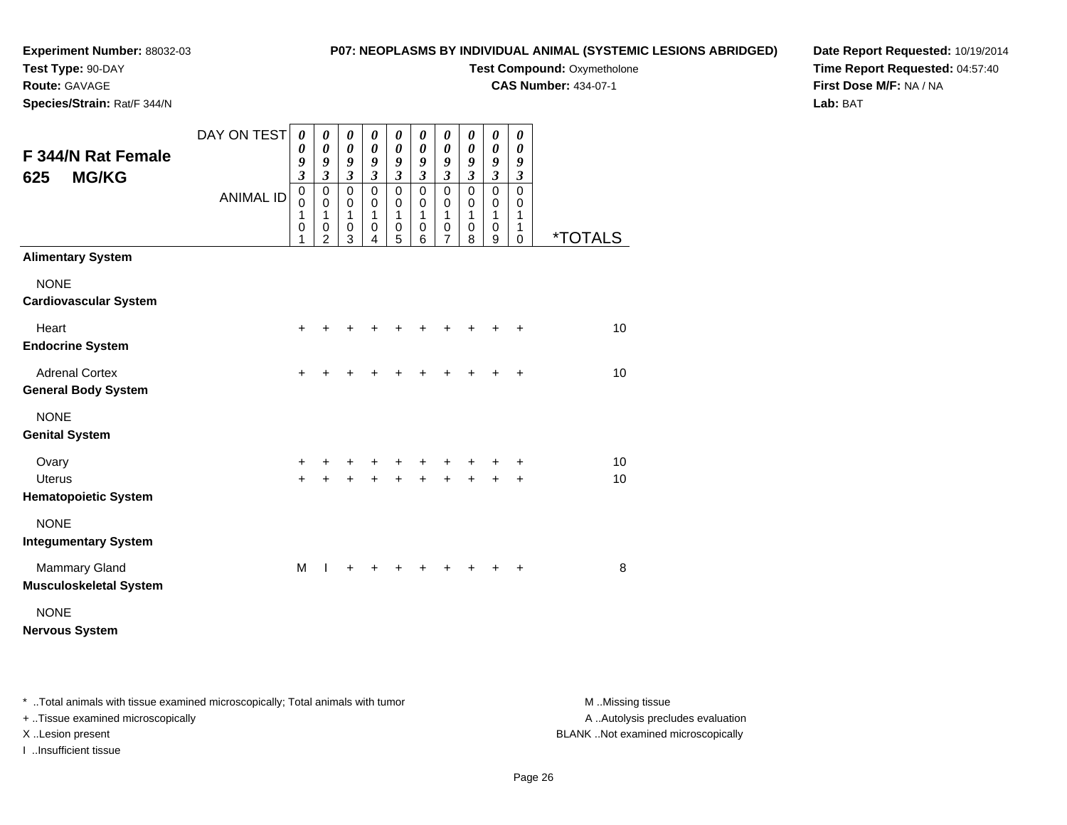**Experiment Number:** 88032-03
**Test Type:** 90-DAY
**Route:** GAVAGE
**Species/Strain:** Rat/F 344/N

**P07: NEOPLASMS BY INDIVIDUAL ANIMAL (SYSTEMIC LESIONS ABRIDGED)**
**Test Compound:** Oxymetholone
**CAS Number:** 434-07-1

**Date Report Requested:** 10/19/2014
**Time Report Requested:** 04:57:40
**First Dose M/F:** NA / NA
**Lab:** BAT

## F 344/N Rat Female 625 MG/KG

| DAY ON TEST | 0093 | 0093 | 0093 | 0093 | 0093 | 0093 | 0093 | 0093 | 0093 | 0093 | |
|---|---|---|---|---|---|---|---|---|---|---|---|
| **ANIMAL ID** | 00101 | 00102 | 00103 | 00104 | 00105 | 00106 | 00107 | 00108 | 00109 | 00110 | ***TOTALS** |
| **Alimentary System** | | | | | | | | | | | |
| NONE | | | | | | | | | | | |
| **Cardiovascular System** | | | | | | | | | | | |
| Heart | + | + | + | + | + | + | + | + | + | + | 10 |
| **Endocrine System** | | | | | | | | | | | |
| Adrenal Cortex | + | + | + | + | + | + | + | + | + | + | 10 |
| **General Body System** | | | | | | | | | | | |
| NONE | | | | | | | | | | | |
| **Genital System** | | | | | | | | | | | |
| Ovary | + | + | + | + | + | + | + | + | + | + | 10 |
| Uterus | + | + | + | + | + | + | + | + | + | + | 10 |
| **Hematopoietic System** | | | | | | | | | | | |
| NONE | | | | | | | | | | | |
| **Integumentary System** | | | | | | | | | | | |
| Mammary Gland | M | I | + | + | + | + | + | + | + | + | 8 |
| **Musculoskeletal System** | | | | | | | | | | | |
| NONE | | | | | | | | | | | |
| **Nervous System** | | | | | | | | | | | |

* ..Total animals with tissue examined microscopically; Total animals with tumor
+ ..Tissue examined microscopically
X ..Lesion present
I ..Insufficient tissue

M ..Missing tissue
A ..Autolysis precludes evaluation
BLANK ..Not examined microscopically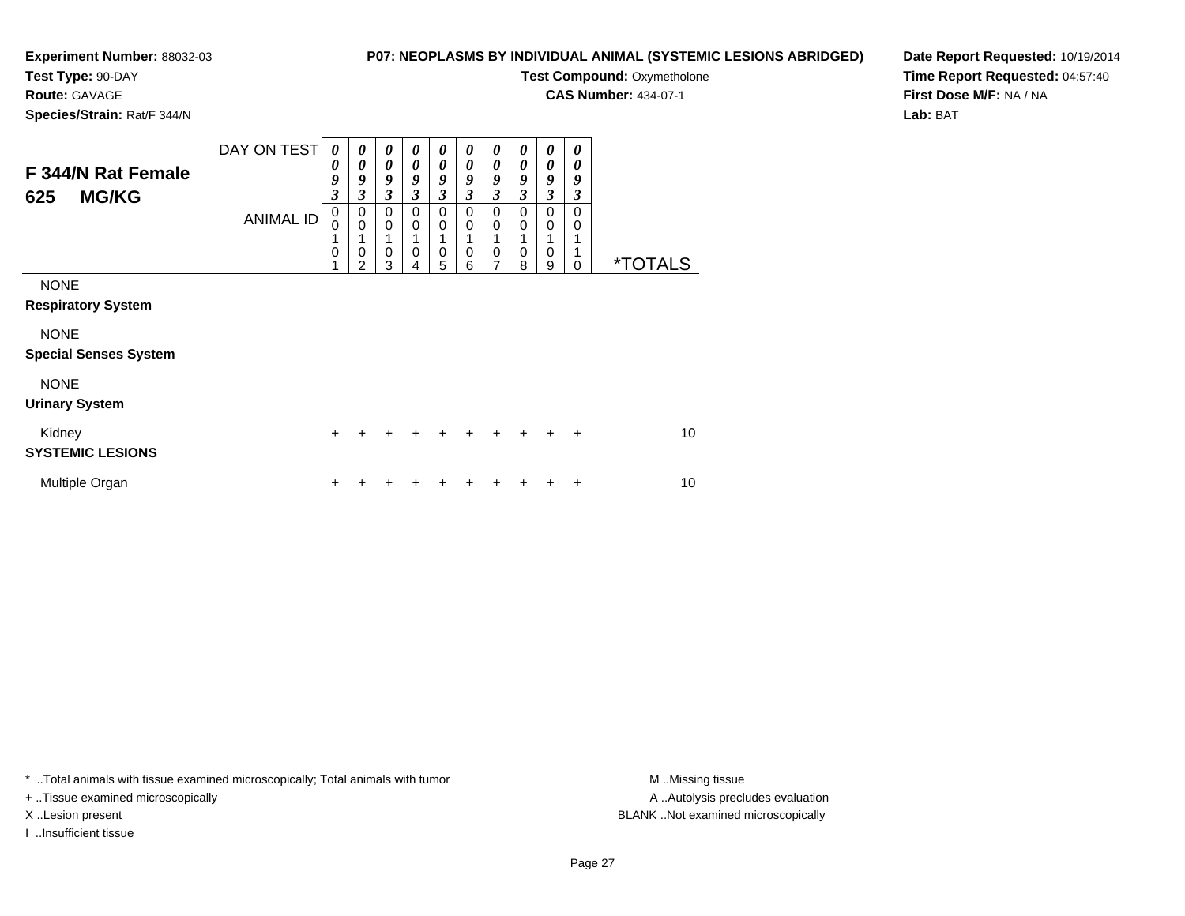**Experiment Number:** 88032-03
**Test Type:** 90-DAY
**Route:** GAVAGE
**Species/Strain:** Rat/F 344/N

**P07: NEOPLASMS BY INDIVIDUAL ANIMAL (SYSTEMIC LESIONS ABRIDGED)**
**Test Compound:** Oxymetholone
**CAS Number:** 434-07-1

**Date Report Requested:** 10/19/2014
**Time Report Requested:** 04:57:40
**First Dose M/F:** NA / NA
**Lab:** BAT

## F 344/N Rat Female 625 MG/KG

| DAY ON TEST | 0093 | 0093 | 0093 | 0093 | 0093 | 0093 | 0093 | 0093 | 0093 | 0093 | |
|---|---|---|---|---|---|---|---|---|---|---|---|
| ANIMAL ID | 00101 | 00102 | 00103 | 00104 | 00105 | 00106 | 00107 | 00108 | 00109 | 00110 | *TOTALS |
| NONE | | | | | | | | | | | |
| **Respiratory System** | | | | | | | | | | | |
| NONE | | | | | | | | | | | |
| **Special Senses System** | | | | | | | | | | | |
| NONE | | | | | | | | | | | |
| **Urinary System** | | | | | | | | | | | |
| Kidney | + | + | + | + | + | + | + | + | + | + | 10 |
| **SYSTEMIC LESIONS** | | | | | | | | | | | |
| Multiple Organ | + | + | + | + | + | + | + | + | + | + | 10 |

* ..Total animals with tissue examined microscopically; Total animals with tumor
+ ..Tissue examined microscopically
X ..Lesion present
I ..Insufficient tissue

M ..Missing tissue
A ..Autolysis precludes evaluation
BLANK ..Not examined microscopically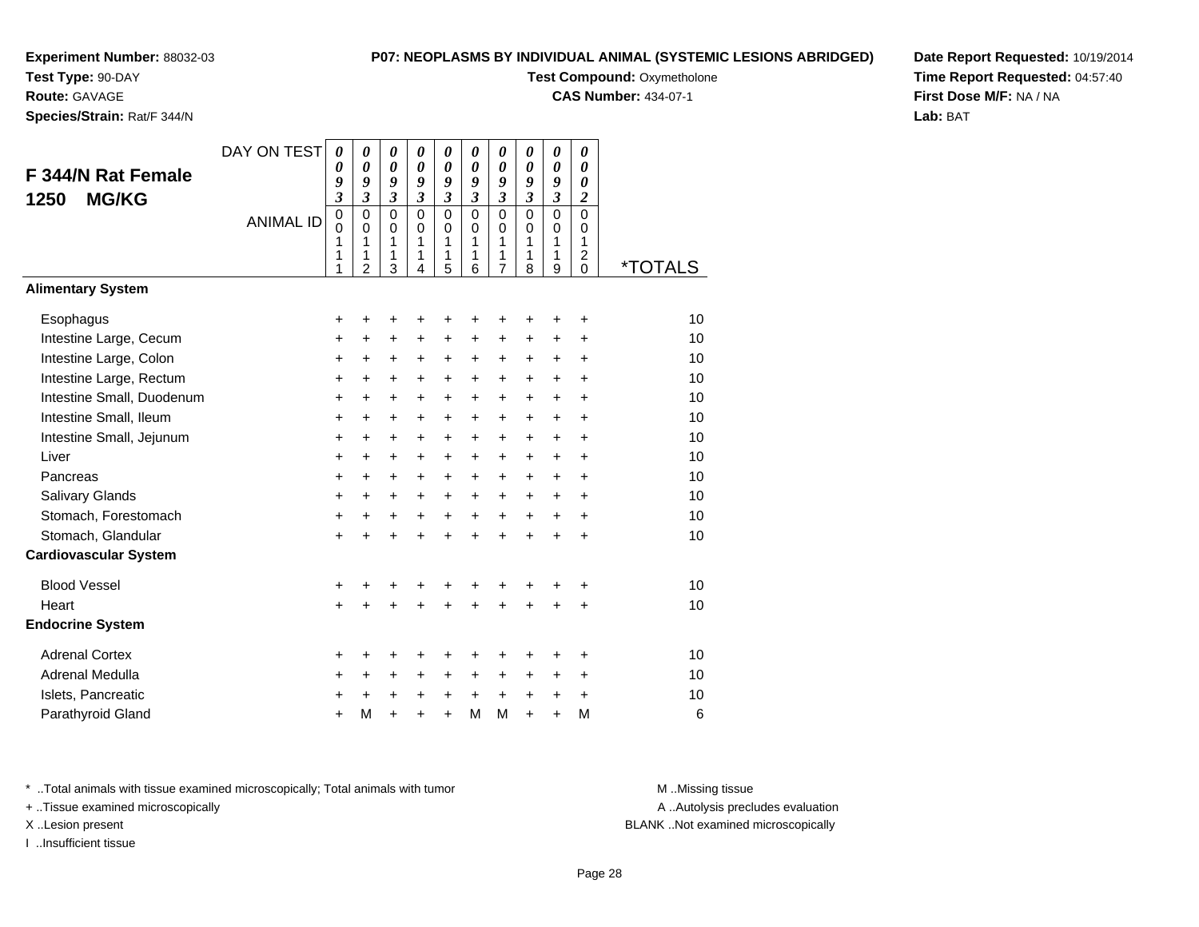**Experiment Number:** 88032-03
**Test Type:** 90-DAY
**Route:** GAVAGE
**Species/Strain:** Rat/F 344/N

**P07: NEOPLASMS BY INDIVIDUAL ANIMAL (SYSTEMIC LESIONS ABRIDGED)**
**Test Compound:** Oxymetholone
**CAS Number:** 434-07-1

**Date Report Requested:** 10/19/2014
**Time Report Requested:** 04:57:40
**First Dose M/F:** NA / NA
**Lab:** BAT

## F 344/N Rat Female 1250 MG/KG

| DAY ON TEST | 0093 | 0093 | 0093 | 0093 | 0093 | 0093 | 0093 | 0093 | 0093 | 0002 | |
|---|---|---|---|---|---|---|---|---|---|---|---|
| ANIMAL ID | 00111 | 00112 | 00113 | 00114 | 00115 | 00116 | 00117 | 00118 | 00119 | 00120 | *TOTALS |
| **Alimentary System** | | | | | | | | | | | |
| Esophagus | + | + | + | + | + | + | + | + | + | + | 10 |
| Intestine Large, Cecum | + | + | + | + | + | + | + | + | + | + | 10 |
| Intestine Large, Colon | + | + | + | + | + | + | + | + | + | + | 10 |
| Intestine Large, Rectum | + | + | + | + | + | + | + | + | + | + | 10 |
| Intestine Small, Duodenum | + | + | + | + | + | + | + | + | + | + | 10 |
| Intestine Small, Ileum | + | + | + | + | + | + | + | + | + | + | 10 |
| Intestine Small, Jejunum | + | + | + | + | + | + | + | + | + | + | 10 |
| Liver | + | + | + | + | + | + | + | + | + | + | 10 |
| Pancreas | + | + | + | + | + | + | + | + | + | + | 10 |
| Salivary Glands | + | + | + | + | + | + | + | + | + | + | 10 |
| Stomach, Forestomach | + | + | + | + | + | + | + | + | + | + | 10 |
| Stomach, Glandular | + | + | + | + | + | + | + | + | + | + | 10 |
| **Cardiovascular System** | | | | | | | | | | | |
| Blood Vessel | + | + | + | + | + | + | + | + | + | + | 10 |
| Heart | + | + | + | + | + | + | + | + | + | + | 10 |
| **Endocrine System** | | | | | | | | | | | |
| Adrenal Cortex | + | + | + | + | + | + | + | + | + | + | 10 |
| Adrenal Medulla | + | + | + | + | + | + | + | + | + | + | 10 |
| Islets, Pancreatic | + | + | + | + | + | + | + | + | + | + | 10 |
| Parathyroid Gland | + | M | + | + | + | M | M | + | + | M | 6 |

\* ..Total animals with tissue examined microscopically; Total animals with tumor
+ ..Tissue examined microscopically
X ..Lesion present
I ..Insufficient tissue

M ..Missing tissue
A ..Autolysis precludes evaluation
BLANK ..Not examined microscopically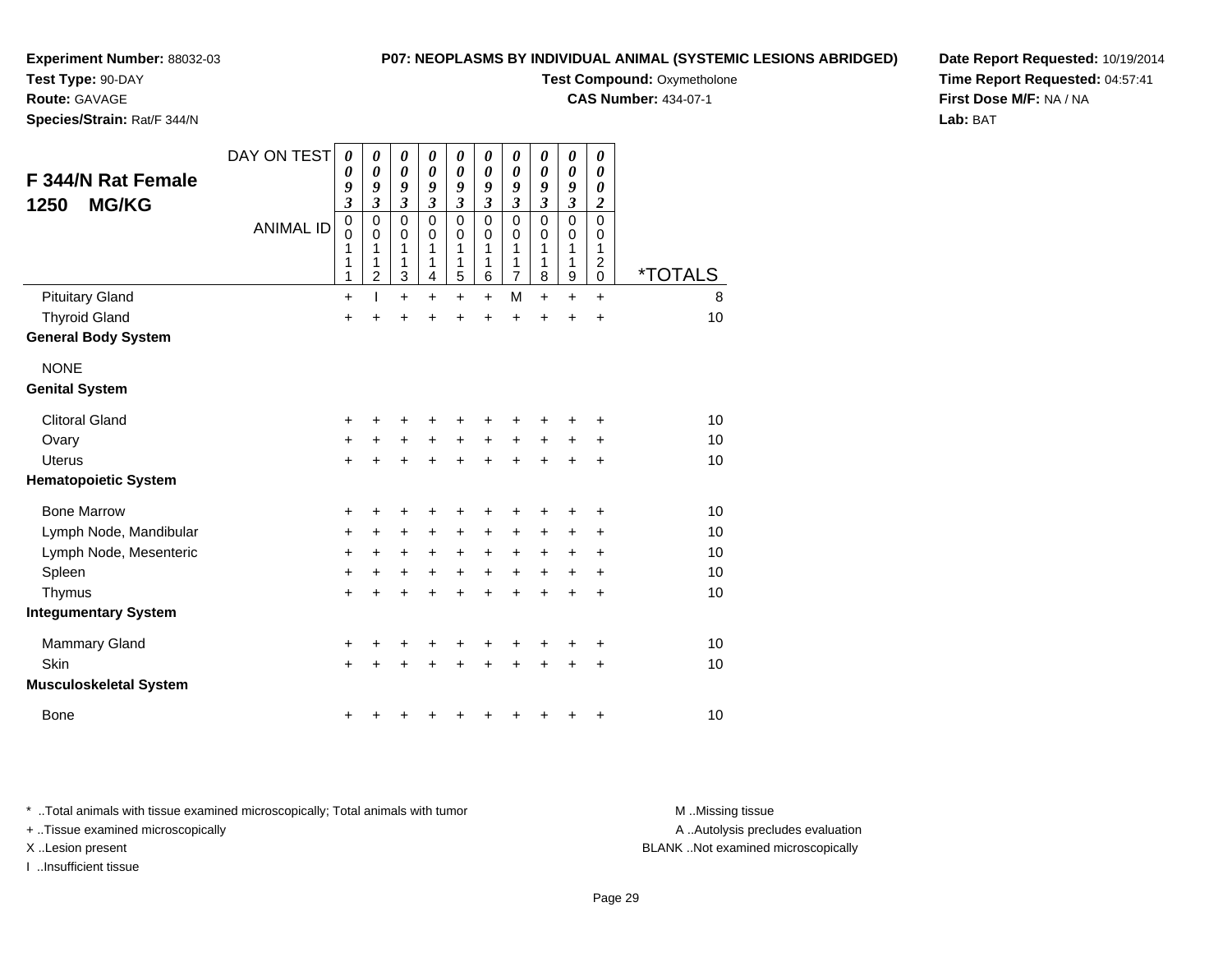**Experiment Number:** 88032-03
**Test Type:** 90-DAY
**Route:** GAVAGE
**Species/Strain:** Rat/F 344/N

**P07: NEOPLASMS BY INDIVIDUAL ANIMAL (SYSTEMIC LESIONS ABRIDGED)**
**Test Compound:** Oxymetholone
**CAS Number:** 434-07-1

**Date Report Requested:** 10/19/2014
**Time Report Requested:** 04:57:41
**First Dose M/F:** NA / NA
**Lab:** BAT

## F 344/N Rat Female 1250 MG/KG

| DAY ON TEST | 0093 | 0093 | 0093 | 0093 | 0093 | 0093 | 0093 | 0093 | 0093 | 0002 | |
|---|---|---|---|---|---|---|---|---|---|---|---|
| ANIMAL ID | 00111 | 00112 | 00113 | 00114 | 00115 | 00116 | 00117 | 00118 | 00119 | 00120 | *TOTALS |
| Pituitary Gland | + | I | + | + | + | + | M | + | + | + | 8 |
| Thyroid Gland | + | + | + | + | + | + | + | + | + | + | 10 |
| **General Body System** | | | | | | | | | | | |
| NONE | | | | | | | | | | | |
| **Genital System** | | | | | | | | | | | |
| Clitoral Gland | + | + | + | + | + | + | + | + | + | + | 10 |
| Ovary | + | + | + | + | + | + | + | + | + | + | 10 |
| Uterus | + | + | + | + | + | + | + | + | + | + | 10 |
| **Hematopoietic System** | | | | | | | | | | | |
| Bone Marrow | + | + | + | + | + | + | + | + | + | + | 10 |
| Lymph Node, Mandibular | + | + | + | + | + | + | + | + | + | + | 10 |
| Lymph Node, Mesenteric | + | + | + | + | + | + | + | + | + | + | 10 |
| Spleen | + | + | + | + | + | + | + | + | + | + | 10 |
| Thymus | + | + | + | + | + | + | + | + | + | + | 10 |
| **Integumentary System** | | | | | | | | | | | |
| Mammary Gland | + | + | + | + | + | + | + | + | + | + | 10 |
| Skin | + | + | + | + | + | + | + | + | + | + | 10 |
| **Musculoskeletal System** | | | | | | | | | | | |
| Bone | + | + | + | + | + | + | + | + | + | + | 10 |

\* ..Total animals with tissue examined microscopically; Total animals with tumor
+ ..Tissue examined microscopically
X ..Lesion present
I ..Insufficient tissue

M ..Missing tissue
A ..Autolysis precludes evaluation
BLANK ..Not examined microscopically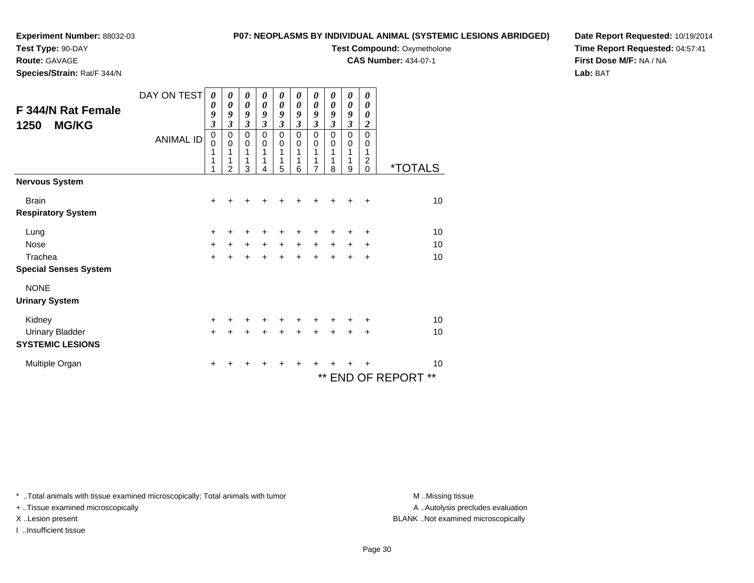**Experiment Number:** 88032-03
**Test Type:** 90-DAY
**Route:** GAVAGE
**Species/Strain:** Rat/F 344/N

**P07: NEOPLASMS BY INDIVIDUAL ANIMAL (SYSTEMIC LESIONS ABRIDGED)**
**Test Compound:** Oxymetholone
**CAS Number:** 434-07-1

**Date Report Requested:** 10/19/2014
**Time Report Requested:** 04:57:41
**First Dose M/F:** NA / NA
**Lab:** BAT

## F 344/N Rat Female 1250 MG/KG

| DAY ON TEST | 0093 | 0093 | 0093 | 0093 | 0093 | 0093 | 0093 | 0093 | 0093 | 0002 | |
|---|---|---|---|---|---|---|---|---|---|---|---|
| ANIMAL ID | 00111 | 00112 | 00113 | 00114 | 00115 | 00116 | 00117 | 00118 | 00119 | 00120 | *TOTALS |
| **Nervous System** | | | | | | | | | | | |
| Brain | + | + | + | + | + | + | + | + | + | + | 10 |
| **Respiratory System** | | | | | | | | | | | |
| Lung | + | + | + | + | + | + | + | + | + | + | 10 |
| Nose | + | + | + | + | + | + | + | + | + | + | 10 |
| Trachea | + | + | + | + | + | + | + | + | + | + | 10 |
| **Special Senses System** | | | | | | | | | | | |
| NONE | | | | | | | | | | | |
| **Urinary System** | | | | | | | | | | | |
| Kidney | + | + | + | + | + | + | + | + | + | + | 10 |
| Urinary Bladder | + | + | + | + | + | + | + | + | + | + | 10 |
| **SYSTEMIC LESIONS** | | | | | | | | | | | |
| Multiple Organ | + | + | + | + | + | + | + | + | + | + | 10 |

** END OF REPORT **

* ..Total animals with tissue examined microscopically; Total animals with tumor
+ ..Tissue examined microscopically
X ..Lesion present
I ..Insufficient tissue

M ..Missing tissue
A ..Autolysis precludes evaluation
BLANK ..Not examined microscopically